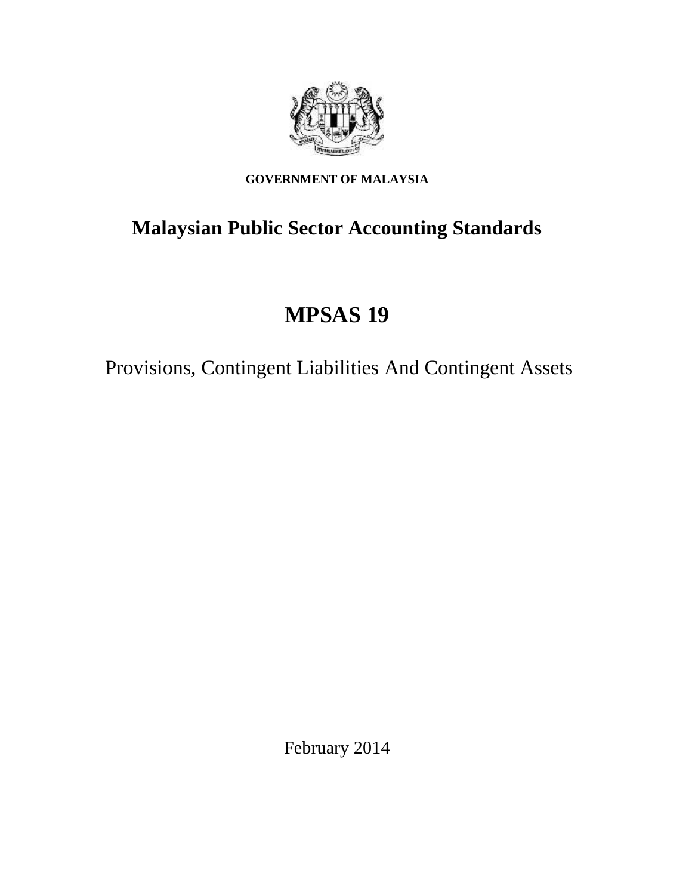**GOVERNMENT OF MALAYSIA**

# Malaysian Public Sector Accounting Standards

# MPSAS 19

## Provisions, Contingent Liabilities And Contingent Assets

February 2014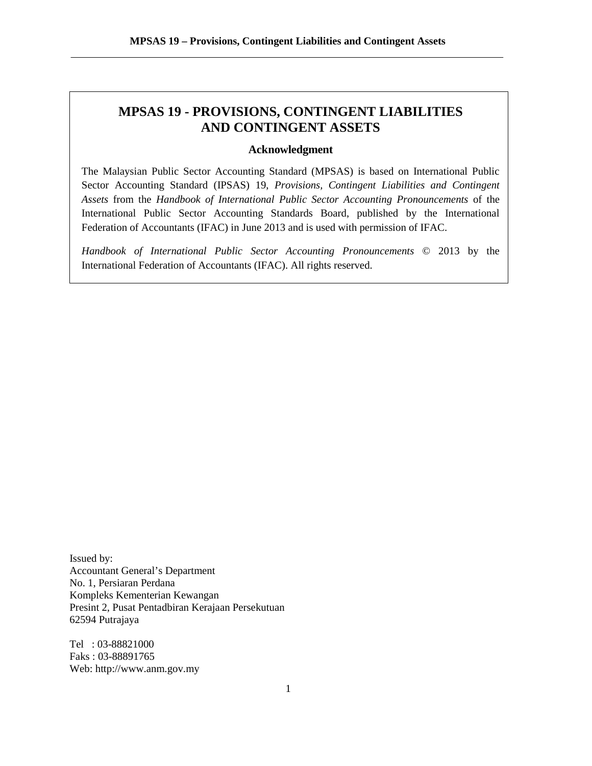# MPSAS 19 - PROVISIONS, CONTINGENT LIABILITIES AND CONTINGENT ASSETS

### Acknowledgment

The Malaysian Public Sector Accounting Standard (MPSAS) is based on International Public Sector Accounting Standard (IPSAS) 19, *Provisions, Contingent Liabilities and Contingent Assets* from the *Handbook of International Public Sector Accounting Pronouncements* of the International Public Sector Accounting Standards Board, published by the International Federation of Accountants (IFAC) in June 2013 and is used with permission of IFAC.

*Handbook of International Public Sector Accounting Pronouncements* © 2013 by the International Federation of Accountants (IFAC). All rights reserved.

Issued by:
Accountant General's Department
No. 1, Persiaran Perdana
Kompleks Kementerian Kewangan
Presint 2, Pusat Pentadbiran Kerajaan Persekutuan
62594 Putrajaya

Tel : 03-88821000
Faks : 03-88891765
Web: http://www.anm.gov.my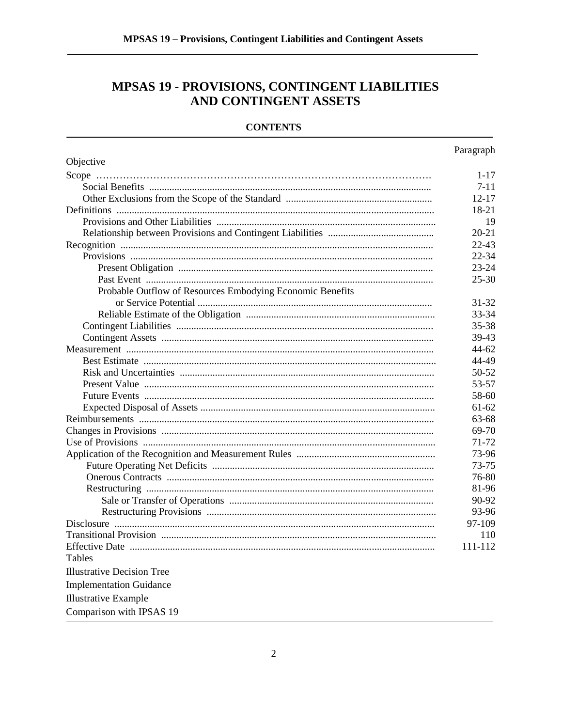# MPSAS 19 - PROVISIONS, CONTINGENT LIABILITIES AND CONTINGENT ASSETS

## CONTENTS

| | Paragraph |
|---|---|
| Objective | |
| Scope | 1-17 |
| Social Benefits | 7-11 |
| Other Exclusions from the Scope of the Standard | 12-17 |
| Definitions | 18-21 |
| Provisions and Other Liabilities | 19 |
| Relationship between Provisions and Contingent Liabilities | 20-21 |
| Recognition | 22-43 |
| Provisions | 22-34 |
| Present Obligation | 23-24 |
| Past Event | 25-30 |
| Probable Outflow of Resources Embodying Economic Benefits or Service Potential | 31-32 |
| Reliable Estimate of the Obligation | 33-34 |
| Contingent Liabilities | 35-38 |
| Contingent Assets | 39-43 |
| Measurement | 44-62 |
| Best Estimate | 44-49 |
| Risk and Uncertainties | 50-52 |
| Present Value | 53-57 |
| Future Events | 58-60 |
| Expected Disposal of Assets | 61-62 |
| Reimbursements | 63-68 |
| Changes in Provisions | 69-70 |
| Use of Provisions | 71-72 |
| Application of the Recognition and Measurement Rules | 73-96 |
| Future Operating Net Deficits | 73-75 |
| Onerous Contracts | 76-80 |
| Restructuring | 81-96 |
| Sale or Transfer of Operations | 90-92 |
| Restructuring Provisions | 93-96 |
| Disclosure | 97-109 |
| Transitional Provision | 110 |
| Effective Date | 111-112 |
| Tables | |
| Illustrative Decision Tree | |
| Implementation Guidance | |
| Illustrative Example | |
| Comparison with IPSAS 19 | |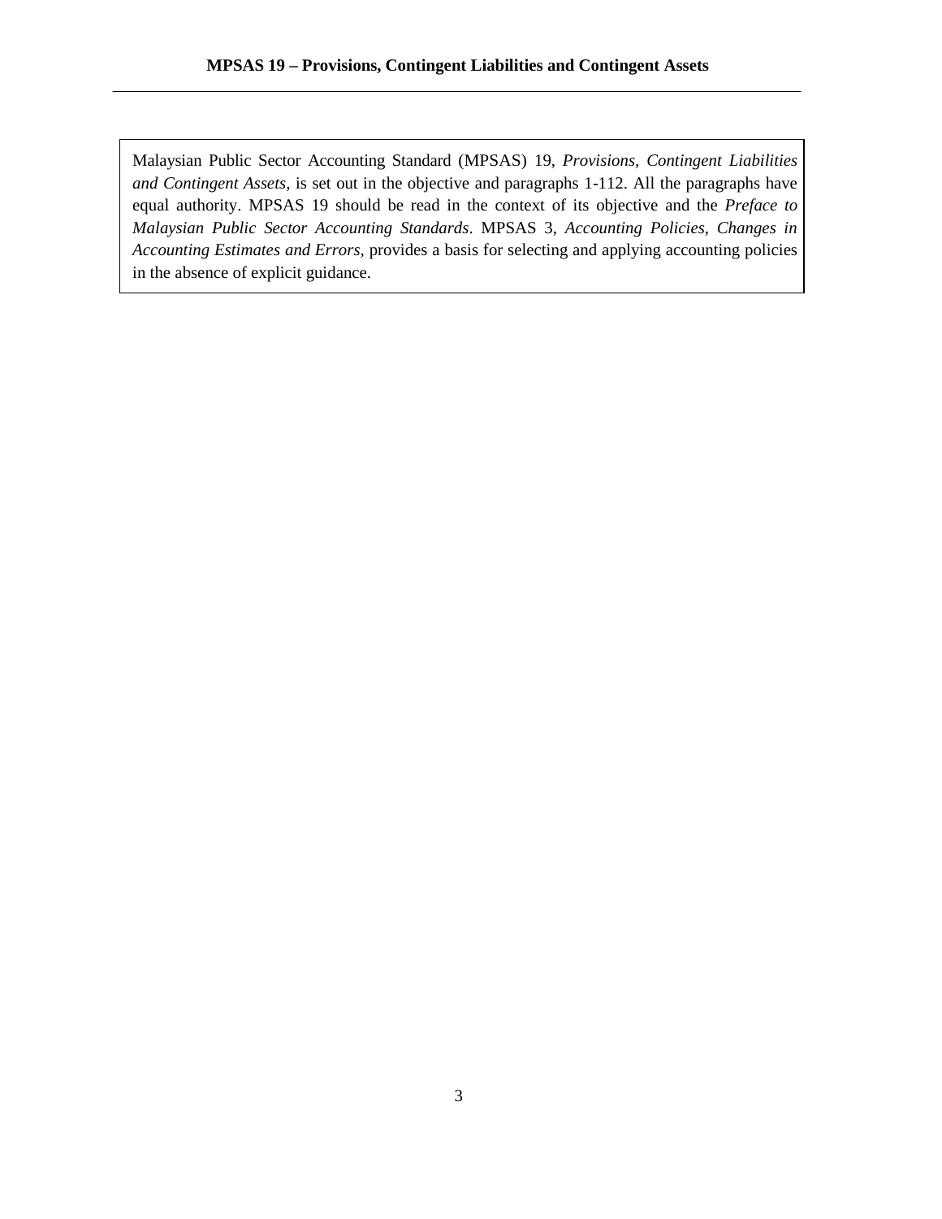Malaysian Public Sector Accounting Standard (MPSAS) 19, *Provisions, Contingent Liabilities and Contingent Assets*, is set out in the objective and paragraphs 1-112. All the paragraphs have equal authority. MPSAS 19 should be read in the context of its objective and the *Preface to Malaysian Public Sector Accounting Standards*. MPSAS 3, *Accounting Policies, Changes in Accounting Estimates and Errors,* provides a basis for selecting and applying accounting policies in the absence of explicit guidance.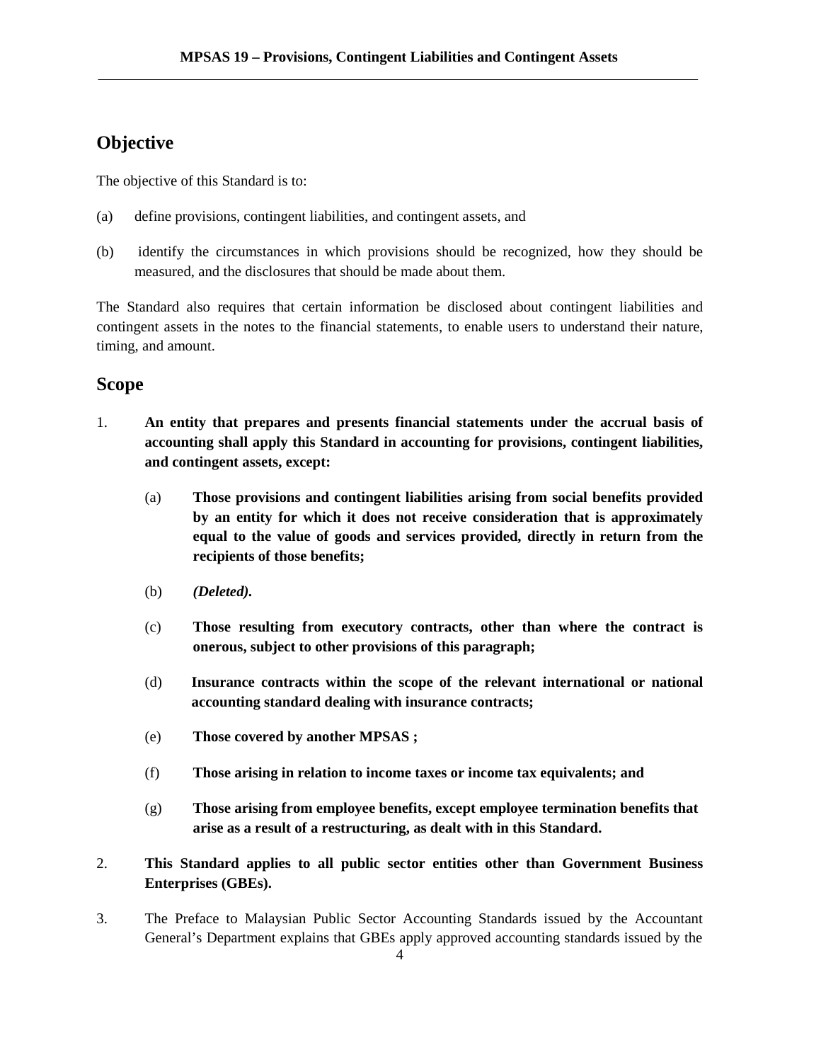## Objective

The objective of this Standard is to:

(a) define provisions, contingent liabilities, and contingent assets, and

(b) identify the circumstances in which provisions should be recognized, how they should be measured, and the disclosures that should be made about them.

The Standard also requires that certain information be disclosed about contingent liabilities and contingent assets in the notes to the financial statements, to enable users to understand their nature, timing, and amount.

## Scope

1. **An entity that prepares and presents financial statements under the accrual basis of accounting shall apply this Standard in accounting for provisions, contingent liabilities, and contingent assets, except:**

   (a) **Those provisions and contingent liabilities arising from social benefits provided by an entity for which it does not receive consideration that is approximately equal to the value of goods and services provided, directly in return from the recipients of those benefits;**

   (b) ***(Deleted).***

   (c) **Those resulting from executory contracts, other than where the contract is onerous, subject to other provisions of this paragraph;**

   (d) **Insurance contracts within the scope of the relevant international or national accounting standard dealing with insurance contracts;**

   (e) **Those covered by another MPSAS ;**

   (f) **Those arising in relation to income taxes or income tax equivalents; and**

   (g) **Those arising from employee benefits, except employee termination benefits that arise as a result of a restructuring, as dealt with in this Standard.**

2. **This Standard applies to all public sector entities other than Government Business Enterprises (GBEs).**

3. The Preface to Malaysian Public Sector Accounting Standards issued by the Accountant General's Department explains that GBEs apply approved accounting standards issued by the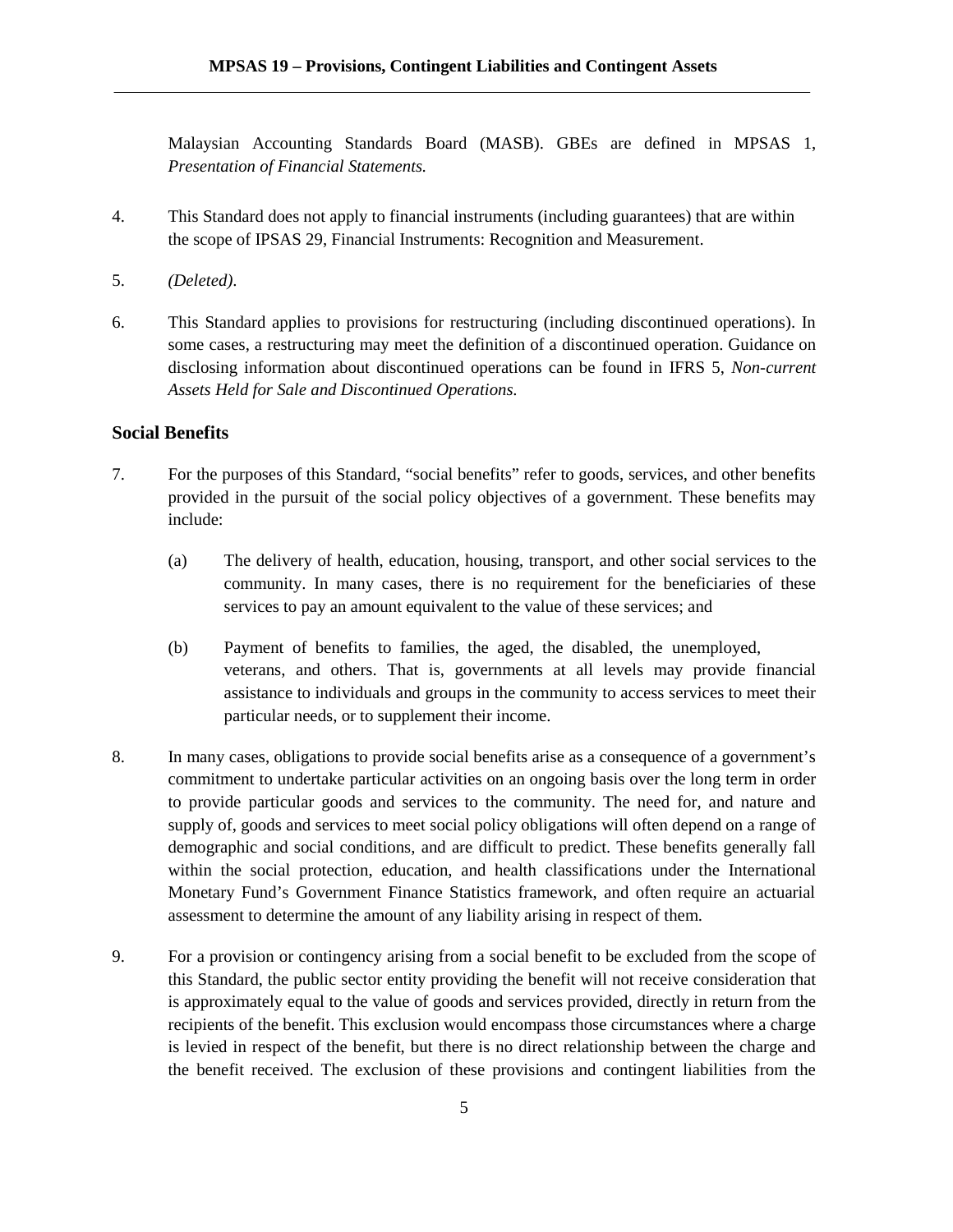Malaysian Accounting Standards Board (MASB). GBEs are defined in MPSAS 1, *Presentation of Financial Statements.*

4. This Standard does not apply to financial instruments (including guarantees) that are within the scope of IPSAS 29, Financial Instruments: Recognition and Measurement.

5. *(Deleted)*.

6. This Standard applies to provisions for restructuring (including discontinued operations). In some cases, a restructuring may meet the definition of a discontinued operation. Guidance on disclosing information about discontinued operations can be found in IFRS 5, *Non-current Assets Held for Sale and Discontinued Operations.*

## Social Benefits

7. For the purposes of this Standard, "social benefits" refer to goods, services, and other benefits provided in the pursuit of the social policy objectives of a government. These benefits may include:

   (a) The delivery of health, education, housing, transport, and other social services to the community. In many cases, there is no requirement for the beneficiaries of these services to pay an amount equivalent to the value of these services; and

   (b) Payment of benefits to families, the aged, the disabled, the unemployed, veterans, and others. That is, governments at all levels may provide financial assistance to individuals and groups in the community to access services to meet their particular needs, or to supplement their income.

8. In many cases, obligations to provide social benefits arise as a consequence of a government's commitment to undertake particular activities on an ongoing basis over the long term in order to provide particular goods and services to the community. The need for, and nature and supply of, goods and services to meet social policy obligations will often depend on a range of demographic and social conditions, and are difficult to predict. These benefits generally fall within the social protection, education, and health classifications under the International Monetary Fund's Government Finance Statistics framework, and often require an actuarial assessment to determine the amount of any liability arising in respect of them.

9. For a provision or contingency arising from a social benefit to be excluded from the scope of this Standard, the public sector entity providing the benefit will not receive consideration that is approximately equal to the value of goods and services provided, directly in return from the recipients of the benefit. This exclusion would encompass those circumstances where a charge is levied in respect of the benefit, but there is no direct relationship between the charge and the benefit received. The exclusion of these provisions and contingent liabilities from the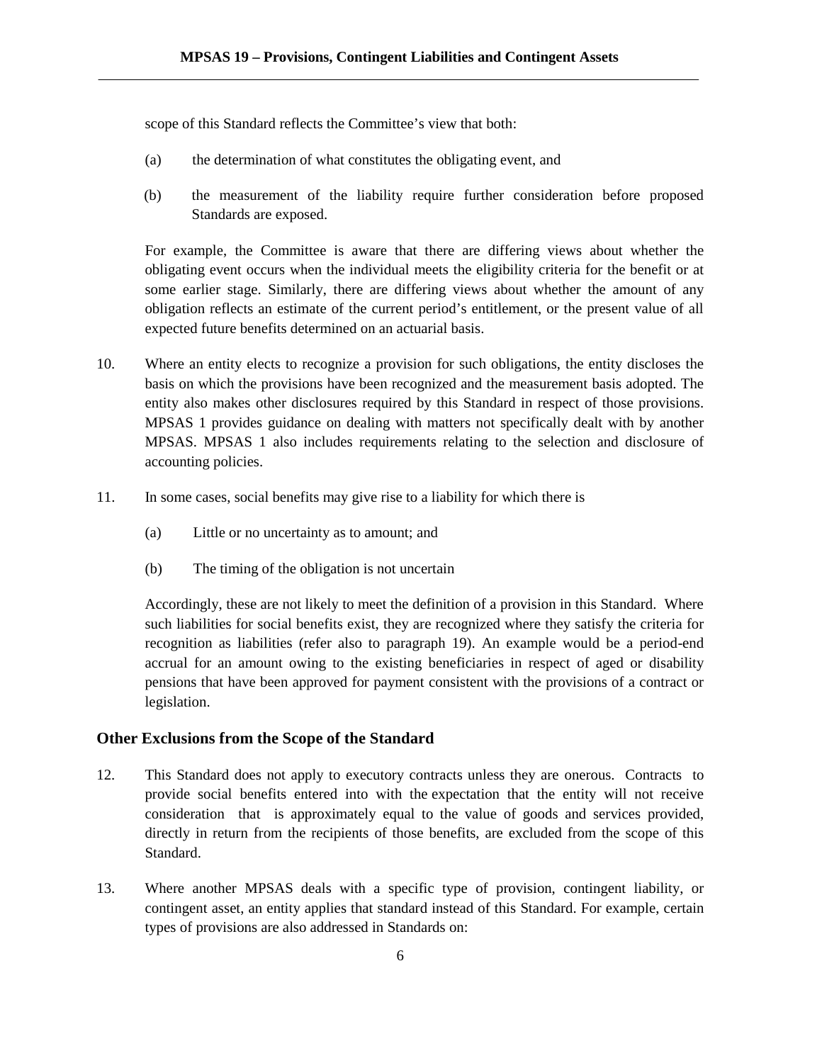scope of this Standard reflects the Committee's view that both:

(a) the determination of what constitutes the obligating event, and

(b) the measurement of the liability require further consideration before proposed Standards are exposed.

For example, the Committee is aware that there are differing views about whether the obligating event occurs when the individual meets the eligibility criteria for the benefit or at some earlier stage. Similarly, there are differing views about whether the amount of any obligation reflects an estimate of the current period's entitlement, or the present value of all expected future benefits determined on an actuarial basis.

10. Where an entity elects to recognize a provision for such obligations, the entity discloses the basis on which the provisions have been recognized and the measurement basis adopted. The entity also makes other disclosures required by this Standard in respect of those provisions. MPSAS 1 provides guidance on dealing with matters not specifically dealt with by another MPSAS. MPSAS 1 also includes requirements relating to the selection and disclosure of accounting policies.

11. In some cases, social benefits may give rise to a liability for which there is

(a) Little or no uncertainty as to amount; and

(b) The timing of the obligation is not uncertain

Accordingly, these are not likely to meet the definition of a provision in this Standard. Where such liabilities for social benefits exist, they are recognized where they satisfy the criteria for recognition as liabilities (refer also to paragraph 19). An example would be a period-end accrual for an amount owing to the existing beneficiaries in respect of aged or disability pensions that have been approved for payment consistent with the provisions of a contract or legislation.

## Other Exclusions from the Scope of the Standard

12. This Standard does not apply to executory contracts unless they are onerous. Contracts to provide social benefits entered into with the expectation that the entity will not receive consideration that is approximately equal to the value of goods and services provided, directly in return from the recipients of those benefits, are excluded from the scope of this Standard.

13. Where another MPSAS deals with a specific type of provision, contingent liability, or contingent asset, an entity applies that standard instead of this Standard. For example, certain types of provisions are also addressed in Standards on: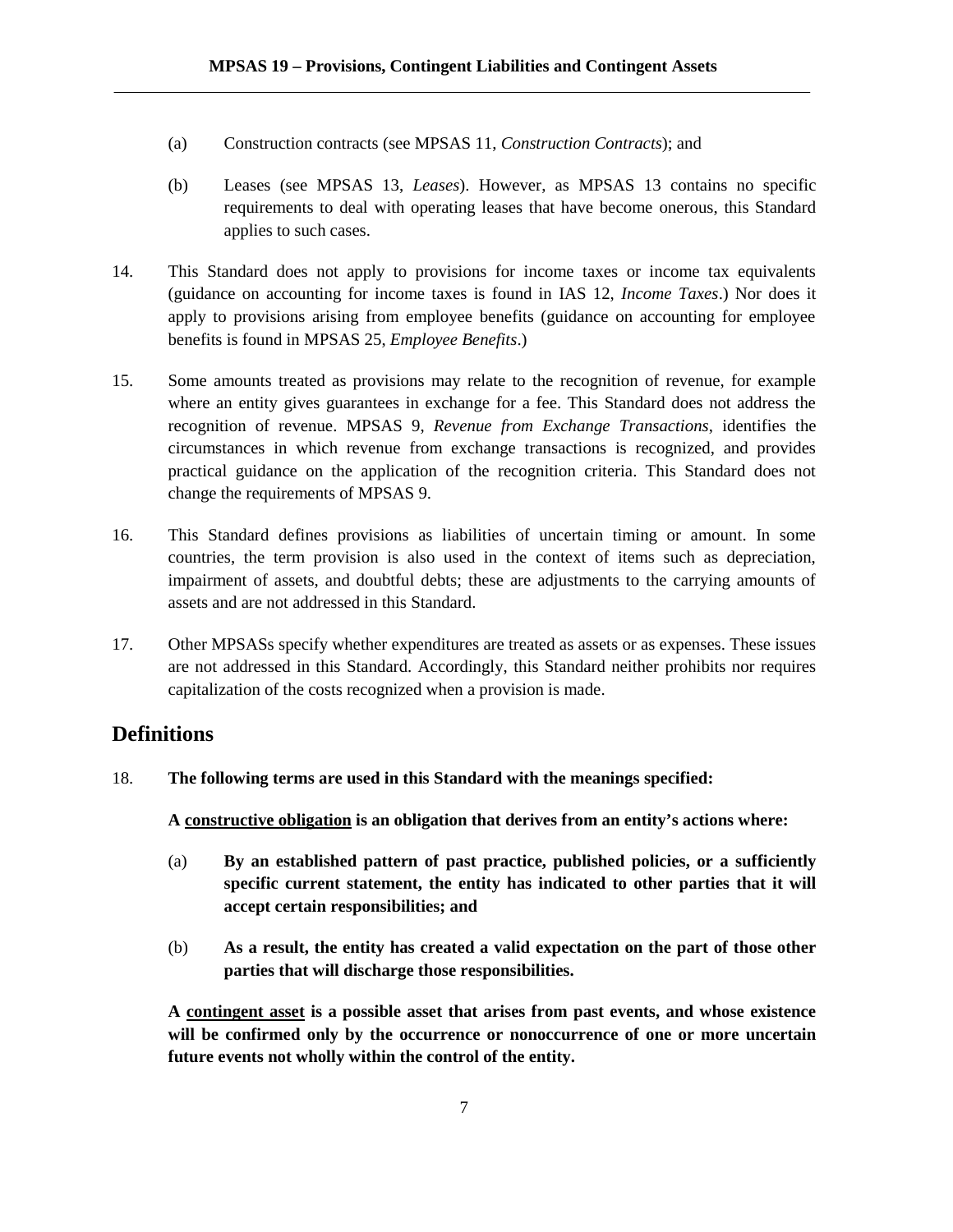(a) Construction contracts (see MPSAS 11, *Construction Contracts*); and

(b) Leases (see MPSAS 13, *Leases*). However, as MPSAS 13 contains no specific requirements to deal with operating leases that have become onerous, this Standard applies to such cases.

14. This Standard does not apply to provisions for income taxes or income tax equivalents (guidance on accounting for income taxes is found in IAS 12, *Income Taxes*.) Nor does it apply to provisions arising from employee benefits (guidance on accounting for employee benefits is found in MPSAS 25, *Employee Benefits*.)

15. Some amounts treated as provisions may relate to the recognition of revenue, for example where an entity gives guarantees in exchange for a fee. This Standard does not address the recognition of revenue. MPSAS 9, *Revenue from Exchange Transactions*, identifies the circumstances in which revenue from exchange transactions is recognized, and provides practical guidance on the application of the recognition criteria. This Standard does not change the requirements of MPSAS 9.

16. This Standard defines provisions as liabilities of uncertain timing or amount. In some countries, the term provision is also used in the context of items such as depreciation, impairment of assets, and doubtful debts; these are adjustments to the carrying amounts of assets and are not addressed in this Standard.

17. Other MPSASs specify whether expenditures are treated as assets or as expenses. These issues are not addressed in this Standard. Accordingly, this Standard neither prohibits nor requires capitalization of the costs recognized when a provision is made.

## Definitions

18. **The following terms are used in this Standard with the meanings specified:**

**A <u>constructive obligation</u> is an obligation that derives from an entity's actions where:**

(a) **By an established pattern of past practice, published policies, or a sufficiently specific current statement, the entity has indicated to other parties that it will accept certain responsibilities; and**

(b) **As a result, the entity has created a valid expectation on the part of those other parties that will discharge those responsibilities.**

**A <u>contingent asset</u> is a possible asset that arises from past events, and whose existence will be confirmed only by the occurrence or nonoccurrence of one or more uncertain future events not wholly within the control of the entity.**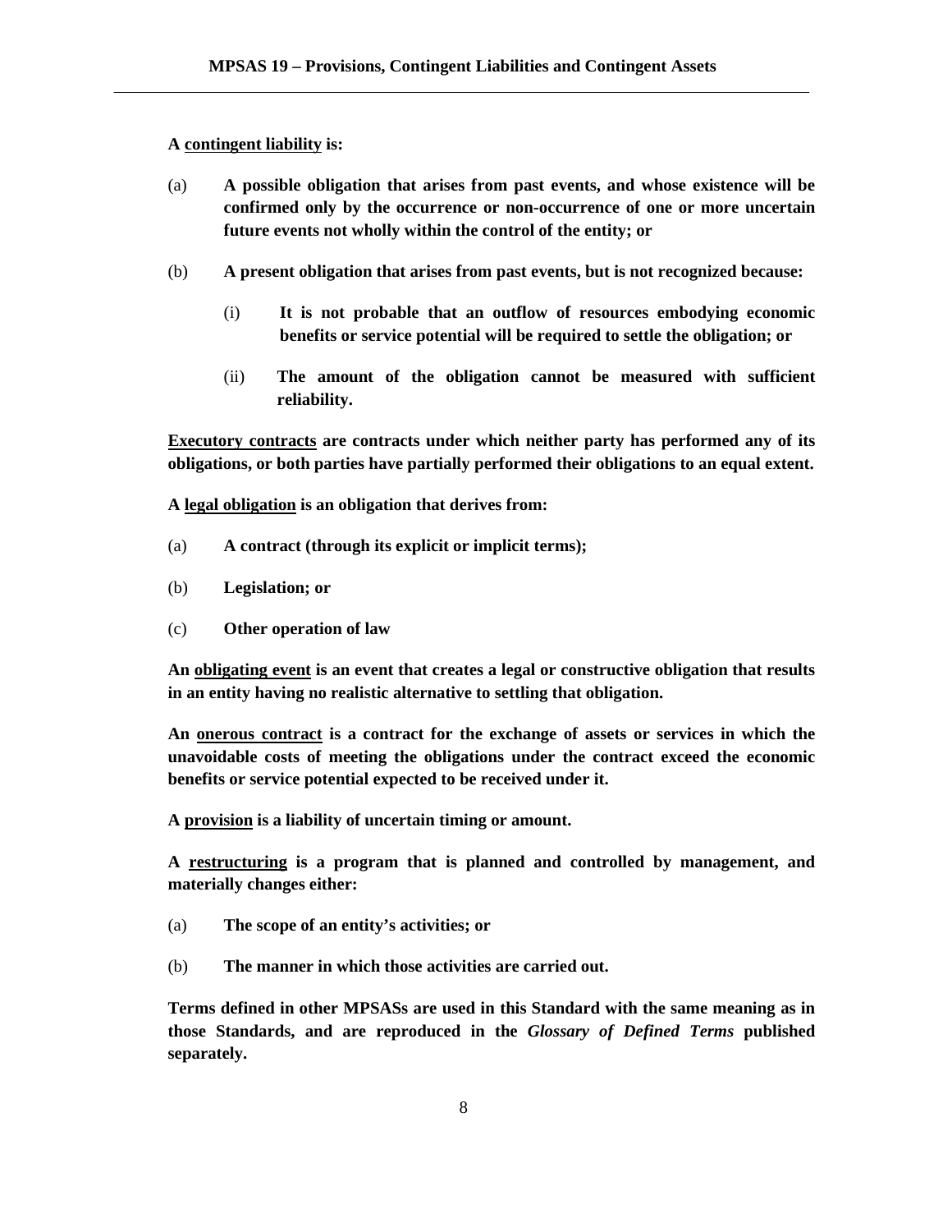**A <u>contingent liability</u> is:**

(a) **A possible obligation that arises from past events, and whose existence will be confirmed only by the occurrence or non-occurrence of one or more uncertain future events not wholly within the control of the entity; or**

(b) **A present obligation that arises from past events, but is not recognized because:**

  (i) **It is not probable that an outflow of resources embodying economic benefits or service potential will be required to settle the obligation; or**

  (ii) **The amount of the obligation cannot be measured with sufficient reliability.**

**<u>Executory contracts</u> are contracts under which neither party has performed any of its obligations, or both parties have partially performed their obligations to an equal extent.**

**A <u>legal obligation</u> is an obligation that derives from:**

(a) **A contract (through its explicit or implicit terms);**

(b) **Legislation; or**

(c) **Other operation of law**

**An <u>obligating event</u> is an event that creates a legal or constructive obligation that results in an entity having no realistic alternative to settling that obligation.**

**An <u>onerous contract</u> is a contract for the exchange of assets or services in which the unavoidable costs of meeting the obligations under the contract exceed the economic benefits or service potential expected to be received under it.**

**A <u>provision</u> is a liability of uncertain timing or amount.**

**A <u>restructuring</u> is a program that is planned and controlled by management, and materially changes either:**

(a) **The scope of an entity's activities; or**

(b) **The manner in which those activities are carried out.**

**Terms defined in other MPSASs are used in this Standard with the same meaning as in those Standards, and are reproduced in the *Glossary of Defined Terms* published separately.**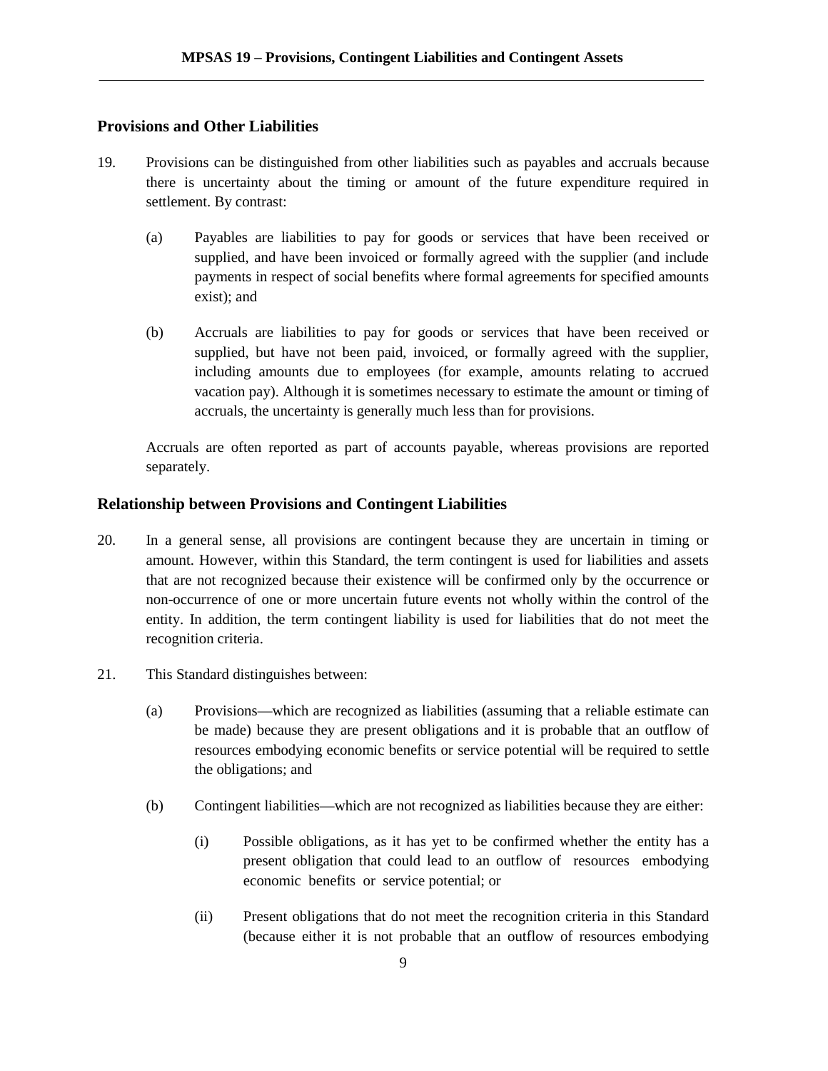## Provisions and Other Liabilities

19. Provisions can be distinguished from other liabilities such as payables and accruals because there is uncertainty about the timing or amount of the future expenditure required in settlement. By contrast:

    (a) Payables are liabilities to pay for goods or services that have been received or supplied, and have been invoiced or formally agreed with the supplier (and include payments in respect of social benefits where formal agreements for specified amounts exist); and

    (b) Accruals are liabilities to pay for goods or services that have been received or supplied, but have not been paid, invoiced, or formally agreed with the supplier, including amounts due to employees (for example, amounts relating to accrued vacation pay). Although it is sometimes necessary to estimate the amount or timing of accruals, the uncertainty is generally much less than for provisions.

    Accruals are often reported as part of accounts payable, whereas provisions are reported separately.

## Relationship between Provisions and Contingent Liabilities

20. In a general sense, all provisions are contingent because they are uncertain in timing or amount. However, within this Standard, the term contingent is used for liabilities and assets that are not recognized because their existence will be confirmed only by the occurrence or non-occurrence of one or more uncertain future events not wholly within the control of the entity. In addition, the term contingent liability is used for liabilities that do not meet the recognition criteria.

21. This Standard distinguishes between:

    (a) Provisions—which are recognized as liabilities (assuming that a reliable estimate can be made) because they are present obligations and it is probable that an outflow of resources embodying economic benefits or service potential will be required to settle the obligations; and

    (b) Contingent liabilities—which are not recognized as liabilities because they are either:

        (i) Possible obligations, as it has yet to be confirmed whether the entity has a present obligation that could lead to an outflow of resources embodying economic benefits or service potential; or

        (ii) Present obligations that do not meet the recognition criteria in this Standard (because either it is not probable that an outflow of resources embodying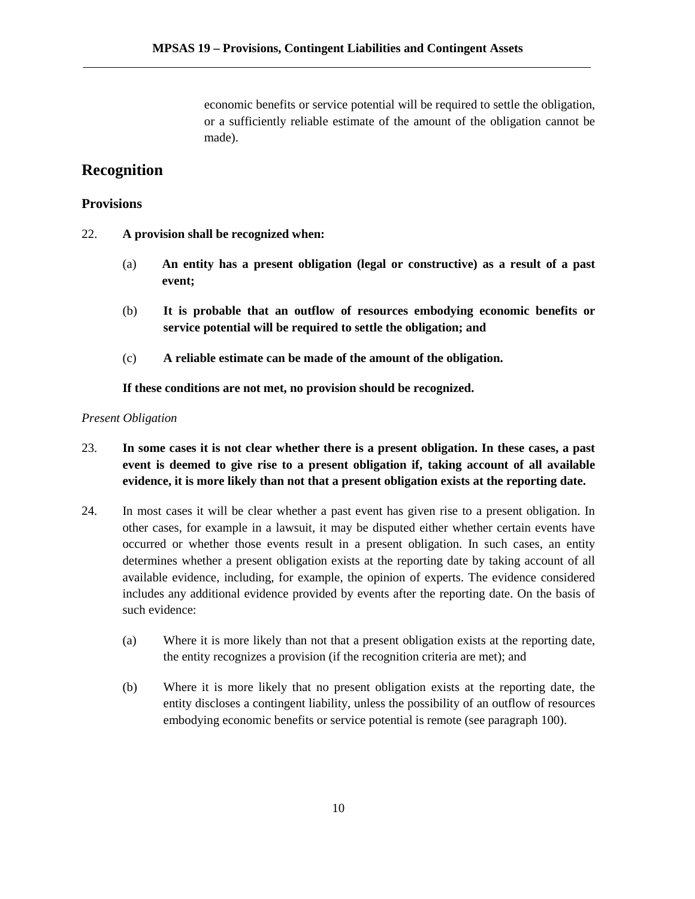economic benefits or service potential will be required to settle the obligation, or a sufficiently reliable estimate of the amount of the obligation cannot be made).

## Recognition

### Provisions

22. **A provision shall be recognized when:**

    (a) **An entity has a present obligation (legal or constructive) as a result of a past event;**

    (b) **It is probable that an outflow of resources embodying economic benefits or service potential will be required to settle the obligation; and**

    (c) **A reliable estimate can be made of the amount of the obligation.**

    **If these conditions are not met, no provision should be recognized.**

*Present Obligation*

23. **In some cases it is not clear whether there is a present obligation. In these cases, a past event is deemed to give rise to a present obligation if, taking account of all available evidence, it is more likely than not that a present obligation exists at the reporting date.**

24. In most cases it will be clear whether a past event has given rise to a present obligation. In other cases, for example in a lawsuit, it may be disputed either whether certain events have occurred or whether those events result in a present obligation. In such cases, an entity determines whether a present obligation exists at the reporting date by taking account of all available evidence, including, for example, the opinion of experts. The evidence considered includes any additional evidence provided by events after the reporting date. On the basis of such evidence:

    (a) Where it is more likely than not that a present obligation exists at the reporting date, the entity recognizes a provision (if the recognition criteria are met); and

    (b) Where it is more likely that no present obligation exists at the reporting date, the entity discloses a contingent liability, unless the possibility of an outflow of resources embodying economic benefits or service potential is remote (see paragraph 100).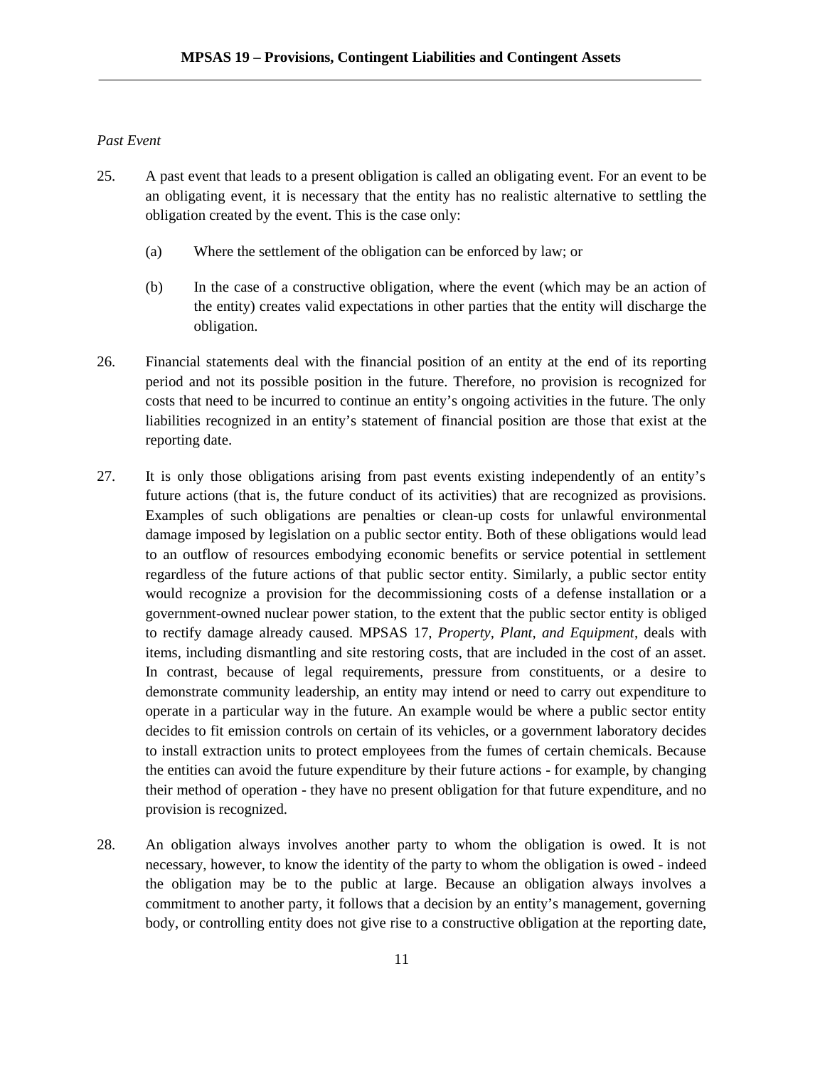*Past Event*

25. A past event that leads to a present obligation is called an obligating event. For an event to be an obligating event, it is necessary that the entity has no realistic alternative to settling the obligation created by the event. This is the case only:

    (a) Where the settlement of the obligation can be enforced by law; or

    (b) In the case of a constructive obligation, where the event (which may be an action of the entity) creates valid expectations in other parties that the entity will discharge the obligation.

26. Financial statements deal with the financial position of an entity at the end of its reporting period and not its possible position in the future. Therefore, no provision is recognized for costs that need to be incurred to continue an entity's ongoing activities in the future. The only liabilities recognized in an entity's statement of financial position are those that exist at the reporting date.

27. It is only those obligations arising from past events existing independently of an entity's future actions (that is, the future conduct of its activities) that are recognized as provisions. Examples of such obligations are penalties or clean-up costs for unlawful environmental damage imposed by legislation on a public sector entity. Both of these obligations would lead to an outflow of resources embodying economic benefits or service potential in settlement regardless of the future actions of that public sector entity. Similarly, a public sector entity would recognize a provision for the decommissioning costs of a defense installation or a government-owned nuclear power station, to the extent that the public sector entity is obliged to rectify damage already caused. MPSAS 17, *Property, Plant, and Equipment*, deals with items, including dismantling and site restoring costs, that are included in the cost of an asset. In contrast, because of legal requirements, pressure from constituents, or a desire to demonstrate community leadership, an entity may intend or need to carry out expenditure to operate in a particular way in the future. An example would be where a public sector entity decides to fit emission controls on certain of its vehicles, or a government laboratory decides to install extraction units to protect employees from the fumes of certain chemicals. Because the entities can avoid the future expenditure by their future actions - for example, by changing their method of operation - they have no present obligation for that future expenditure, and no provision is recognized.

28. An obligation always involves another party to whom the obligation is owed. It is not necessary, however, to know the identity of the party to whom the obligation is owed - indeed the obligation may be to the public at large. Because an obligation always involves a commitment to another party, it follows that a decision by an entity's management, governing body, or controlling entity does not give rise to a constructive obligation at the reporting date,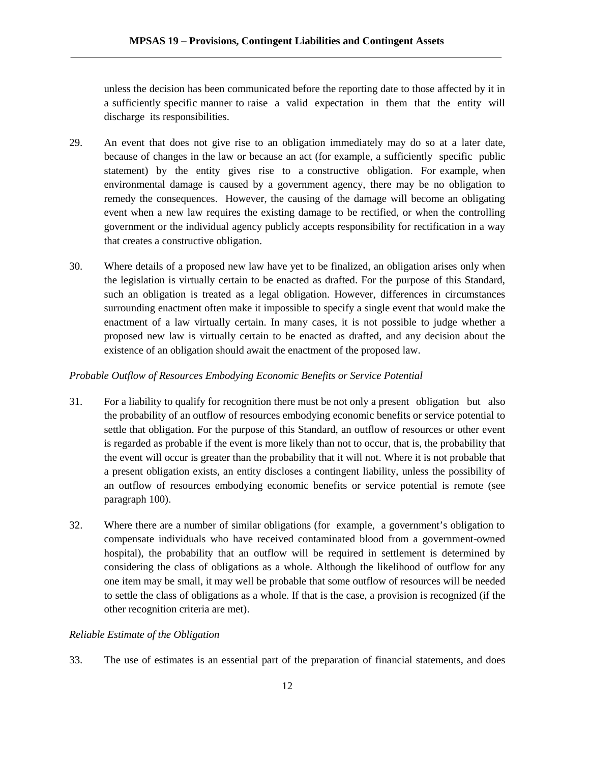unless the decision has been communicated before the reporting date to those affected by it in a sufficiently specific manner to raise a valid expectation in them that the entity will discharge its responsibilities.

29. An event that does not give rise to an obligation immediately may do so at a later date, because of changes in the law or because an act (for example, a sufficiently specific public statement) by the entity gives rise to a constructive obligation. For example, when environmental damage is caused by a government agency, there may be no obligation to remedy the consequences. However, the causing of the damage will become an obligating event when a new law requires the existing damage to be rectified, or when the controlling government or the individual agency publicly accepts responsibility for rectification in a way that creates a constructive obligation.

30. Where details of a proposed new law have yet to be finalized, an obligation arises only when the legislation is virtually certain to be enacted as drafted. For the purpose of this Standard, such an obligation is treated as a legal obligation. However, differences in circumstances surrounding enactment often make it impossible to specify a single event that would make the enactment of a law virtually certain. In many cases, it is not possible to judge whether a proposed new law is virtually certain to be enacted as drafted, and any decision about the existence of an obligation should await the enactment of the proposed law.

*Probable Outflow of Resources Embodying Economic Benefits or Service Potential*

31. For a liability to qualify for recognition there must be not only a present obligation but also the probability of an outflow of resources embodying economic benefits or service potential to settle that obligation. For the purpose of this Standard, an outflow of resources or other event is regarded as probable if the event is more likely than not to occur, that is, the probability that the event will occur is greater than the probability that it will not. Where it is not probable that a present obligation exists, an entity discloses a contingent liability, unless the possibility of an outflow of resources embodying economic benefits or service potential is remote (see paragraph 100).

32. Where there are a number of similar obligations (for example, a government's obligation to compensate individuals who have received contaminated blood from a government-owned hospital), the probability that an outflow will be required in settlement is determined by considering the class of obligations as a whole. Although the likelihood of outflow for any one item may be small, it may well be probable that some outflow of resources will be needed to settle the class of obligations as a whole. If that is the case, a provision is recognized (if the other recognition criteria are met).

*Reliable Estimate of the Obligation*

33. The use of estimates is an essential part of the preparation of financial statements, and does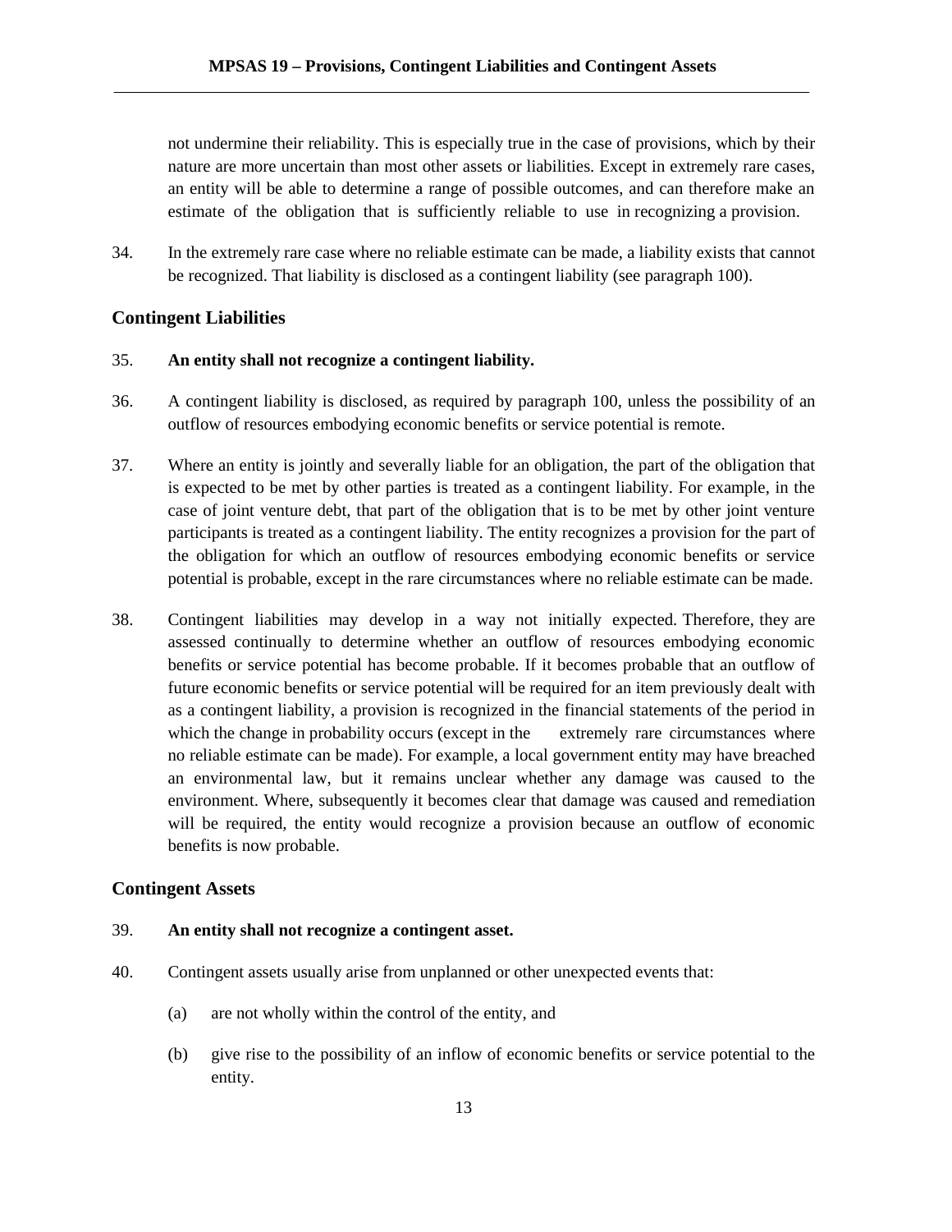not undermine their reliability. This is especially true in the case of provisions, which by their nature are more uncertain than most other assets or liabilities. Except in extremely rare cases, an entity will be able to determine a range of possible outcomes, and can therefore make an estimate of the obligation that is sufficiently reliable to use in recognizing a provision.

34. In the extremely rare case where no reliable estimate can be made, a liability exists that cannot be recognized. That liability is disclosed as a contingent liability (see paragraph 100).

## Contingent Liabilities

35. **An entity shall not recognize a contingent liability.**

36. A contingent liability is disclosed, as required by paragraph 100, unless the possibility of an outflow of resources embodying economic benefits or service potential is remote.

37. Where an entity is jointly and severally liable for an obligation, the part of the obligation that is expected to be met by other parties is treated as a contingent liability. For example, in the case of joint venture debt, that part of the obligation that is to be met by other joint venture participants is treated as a contingent liability. The entity recognizes a provision for the part of the obligation for which an outflow of resources embodying economic benefits or service potential is probable, except in the rare circumstances where no reliable estimate can be made.

38. Contingent liabilities may develop in a way not initially expected. Therefore, they are assessed continually to determine whether an outflow of resources embodying economic benefits or service potential has become probable. If it becomes probable that an outflow of future economic benefits or service potential will be required for an item previously dealt with as a contingent liability, a provision is recognized in the financial statements of the period in which the change in probability occurs (except in the extremely rare circumstances where no reliable estimate can be made). For example, a local government entity may have breached an environmental law, but it remains unclear whether any damage was caused to the environment. Where, subsequently it becomes clear that damage was caused and remediation will be required, the entity would recognize a provision because an outflow of economic benefits is now probable.

## Contingent Assets

39. **An entity shall not recognize a contingent asset.**

40. Contingent assets usually arise from unplanned or other unexpected events that:

    (a) are not wholly within the control of the entity, and

    (b) give rise to the possibility of an inflow of economic benefits or service potential to the entity.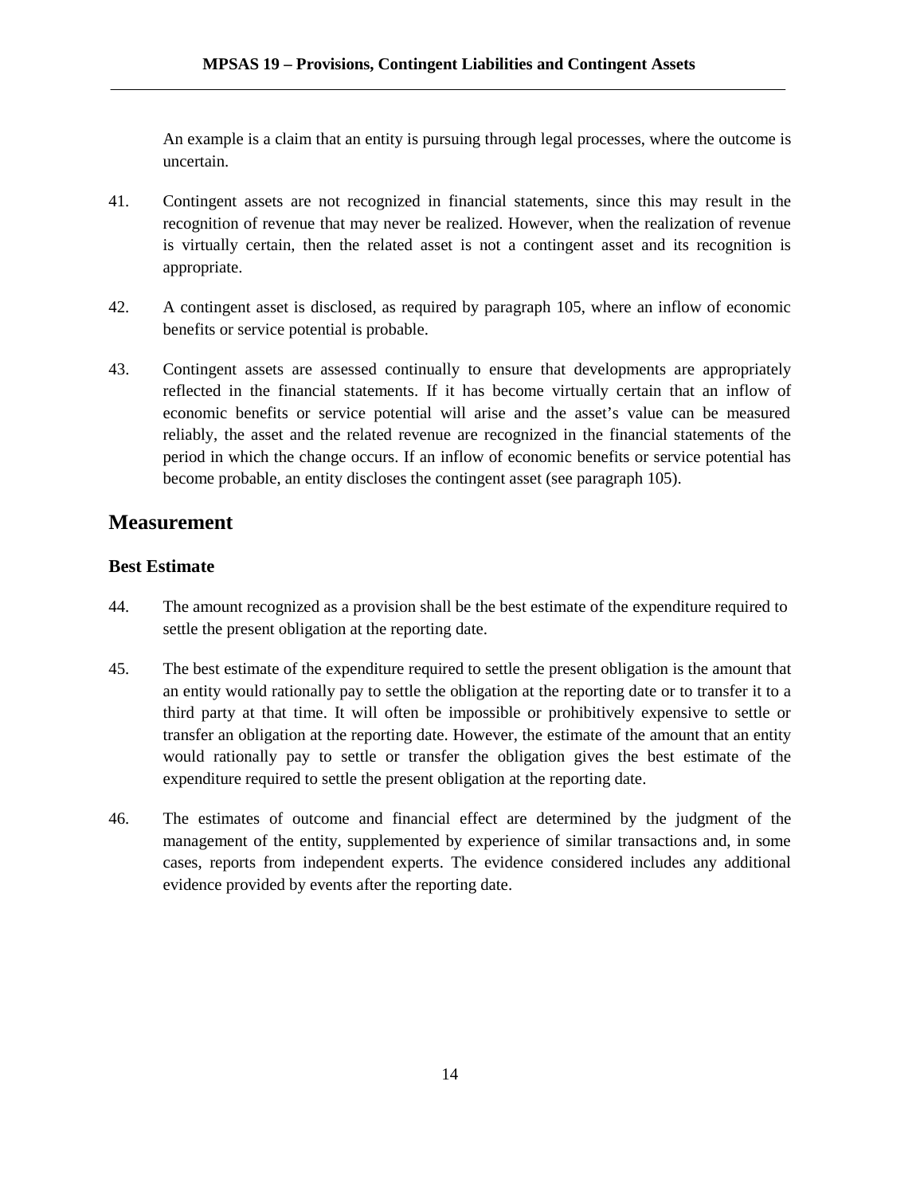An example is a claim that an entity is pursuing through legal processes, where the outcome is uncertain.

41. Contingent assets are not recognized in financial statements, since this may result in the recognition of revenue that may never be realized. However, when the realization of revenue is virtually certain, then the related asset is not a contingent asset and its recognition is appropriate.

42. A contingent asset is disclosed, as required by paragraph 105, where an inflow of economic benefits or service potential is probable.

43. Contingent assets are assessed continually to ensure that developments are appropriately reflected in the financial statements. If it has become virtually certain that an inflow of economic benefits or service potential will arise and the asset's value can be measured reliably, the asset and the related revenue are recognized in the financial statements of the period in which the change occurs. If an inflow of economic benefits or service potential has become probable, an entity discloses the contingent asset (see paragraph 105).

## Measurement

### Best Estimate

44. The amount recognized as a provision shall be the best estimate of the expenditure required to settle the present obligation at the reporting date.

45. The best estimate of the expenditure required to settle the present obligation is the amount that an entity would rationally pay to settle the obligation at the reporting date or to transfer it to a third party at that time. It will often be impossible or prohibitively expensive to settle or transfer an obligation at the reporting date. However, the estimate of the amount that an entity would rationally pay to settle or transfer the obligation gives the best estimate of the expenditure required to settle the present obligation at the reporting date.

46. The estimates of outcome and financial effect are determined by the judgment of the management of the entity, supplemented by experience of similar transactions and, in some cases, reports from independent experts. The evidence considered includes any additional evidence provided by events after the reporting date.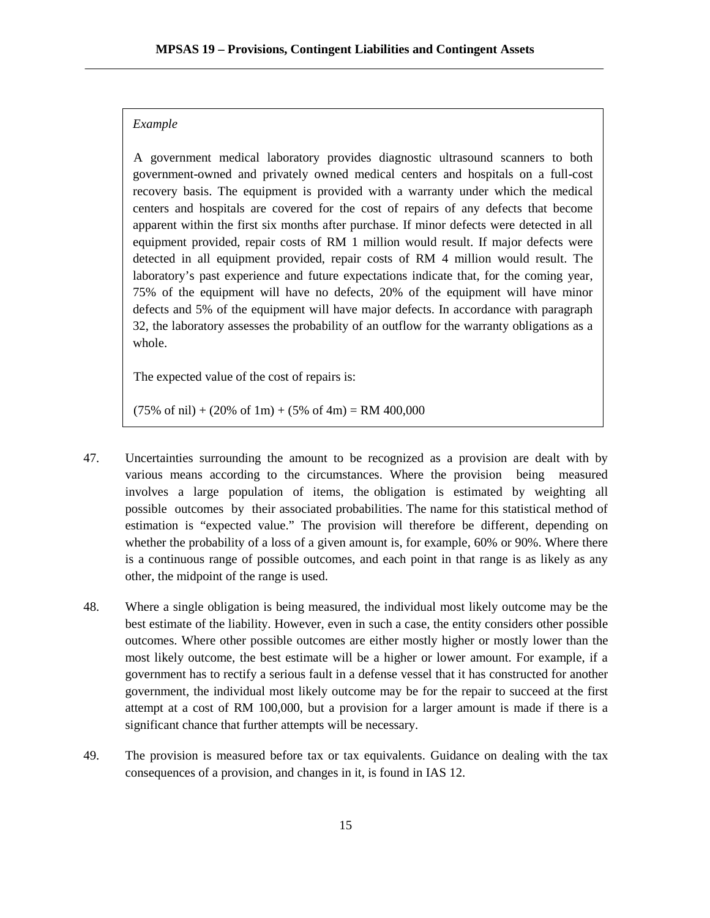*Example*

A government medical laboratory provides diagnostic ultrasound scanners to both government-owned and privately owned medical centers and hospitals on a full-cost recovery basis. The equipment is provided with a warranty under which the medical centers and hospitals are covered for the cost of repairs of any defects that become apparent within the first six months after purchase. If minor defects were detected in all equipment provided, repair costs of RM 1 million would result. If major defects were detected in all equipment provided, repair costs of RM 4 million would result. The laboratory's past experience and future expectations indicate that, for the coming year, 75% of the equipment will have no defects, 20% of the equipment will have minor defects and 5% of the equipment will have major defects. In accordance with paragraph 32, the laboratory assesses the probability of an outflow for the warranty obligations as a whole.

The expected value of the cost of repairs is:

(75% of nil) + (20% of 1m) + (5% of 4m) = RM 400,000

47. Uncertainties surrounding the amount to be recognized as a provision are dealt with by various means according to the circumstances. Where the provision being measured involves a large population of items, the obligation is estimated by weighting all possible outcomes by their associated probabilities. The name for this statistical method of estimation is "expected value." The provision will therefore be different, depending on whether the probability of a loss of a given amount is, for example, 60% or 90%. Where there is a continuous range of possible outcomes, and each point in that range is as likely as any other, the midpoint of the range is used.

48. Where a single obligation is being measured, the individual most likely outcome may be the best estimate of the liability. However, even in such a case, the entity considers other possible outcomes. Where other possible outcomes are either mostly higher or mostly lower than the most likely outcome, the best estimate will be a higher or lower amount. For example, if a government has to rectify a serious fault in a defense vessel that it has constructed for another government, the individual most likely outcome may be for the repair to succeed at the first attempt at a cost of RM 100,000, but a provision for a larger amount is made if there is a significant chance that further attempts will be necessary.

49. The provision is measured before tax or tax equivalents. Guidance on dealing with the tax consequences of a provision, and changes in it, is found in IAS 12.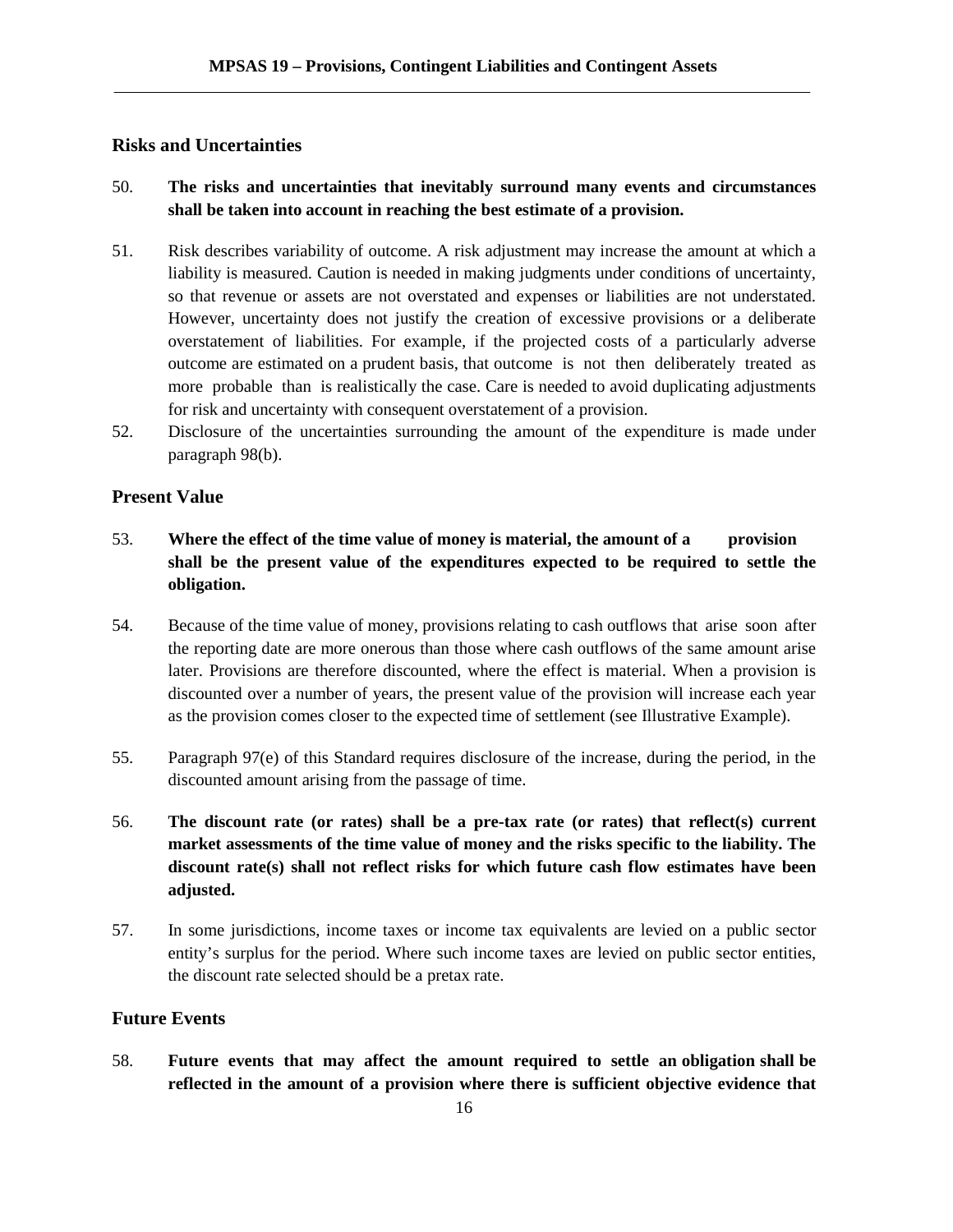### Risks and Uncertainties

50. **The risks and uncertainties that inevitably surround many events and circumstances shall be taken into account in reaching the best estimate of a provision.**

51. Risk describes variability of outcome. A risk adjustment may increase the amount at which a liability is measured. Caution is needed in making judgments under conditions of uncertainty, so that revenue or assets are not overstated and expenses or liabilities are not understated. However, uncertainty does not justify the creation of excessive provisions or a deliberate overstatement of liabilities. For example, if the projected costs of a particularly adverse outcome are estimated on a prudent basis, that outcome is not then deliberately treated as more probable than is realistically the case. Care is needed to avoid duplicating adjustments for risk and uncertainty with consequent overstatement of a provision.

52. Disclosure of the uncertainties surrounding the amount of the expenditure is made under paragraph 98(b).

### Present Value

53. **Where the effect of the time value of money is material, the amount of a provision shall be the present value of the expenditures expected to be required to settle the obligation.**

54. Because of the time value of money, provisions relating to cash outflows that arise soon after the reporting date are more onerous than those where cash outflows of the same amount arise later. Provisions are therefore discounted, where the effect is material. When a provision is discounted over a number of years, the present value of the provision will increase each year as the provision comes closer to the expected time of settlement (see Illustrative Example).

55. Paragraph 97(e) of this Standard requires disclosure of the increase, during the period, in the discounted amount arising from the passage of time.

56. **The discount rate (or rates) shall be a pre-tax rate (or rates) that reflect(s) current market assessments of the time value of money and the risks specific to the liability. The discount rate(s) shall not reflect risks for which future cash flow estimates have been adjusted.**

57. In some jurisdictions, income taxes or income tax equivalents are levied on a public sector entity's surplus for the period. Where such income taxes are levied on public sector entities, the discount rate selected should be a pretax rate.

### Future Events

58. **Future events that may affect the amount required to settle an obligation shall be reflected in the amount of a provision where there is sufficient objective evidence that**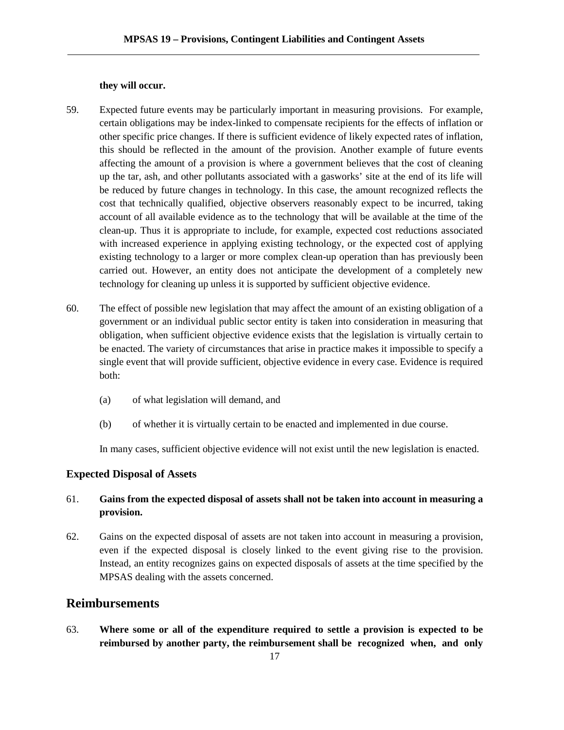**they will occur.**

59. Expected future events may be particularly important in measuring provisions. For example, certain obligations may be index-linked to compensate recipients for the effects of inflation or other specific price changes. If there is sufficient evidence of likely expected rates of inflation, this should be reflected in the amount of the provision. Another example of future events affecting the amount of a provision is where a government believes that the cost of cleaning up the tar, ash, and other pollutants associated with a gasworks' site at the end of its life will be reduced by future changes in technology. In this case, the amount recognized reflects the cost that technically qualified, objective observers reasonably expect to be incurred, taking account of all available evidence as to the technology that will be available at the time of the clean-up. Thus it is appropriate to include, for example, expected cost reductions associated with increased experience in applying existing technology, or the expected cost of applying existing technology to a larger or more complex clean-up operation than has previously been carried out. However, an entity does not anticipate the development of a completely new technology for cleaning up unless it is supported by sufficient objective evidence.

60. The effect of possible new legislation that may affect the amount of an existing obligation of a government or an individual public sector entity is taken into consideration in measuring that obligation, when sufficient objective evidence exists that the legislation is virtually certain to be enacted. The variety of circumstances that arise in practice makes it impossible to specify a single event that will provide sufficient, objective evidence in every case. Evidence is required both:

    (a) of what legislation will demand, and

    (b) of whether it is virtually certain to be enacted and implemented in due course.

    In many cases, sufficient objective evidence will not exist until the new legislation is enacted.

### Expected Disposal of Assets

61. **Gains from the expected disposal of assets shall not be taken into account in measuring a provision.**

62. Gains on the expected disposal of assets are not taken into account in measuring a provision, even if the expected disposal is closely linked to the event giving rise to the provision. Instead, an entity recognizes gains on expected disposals of assets at the time specified by the MPSAS dealing with the assets concerned.

## Reimbursements

63. **Where some or all of the expenditure required to settle a provision is expected to be reimbursed by another party, the reimbursement shall be recognized when, and only**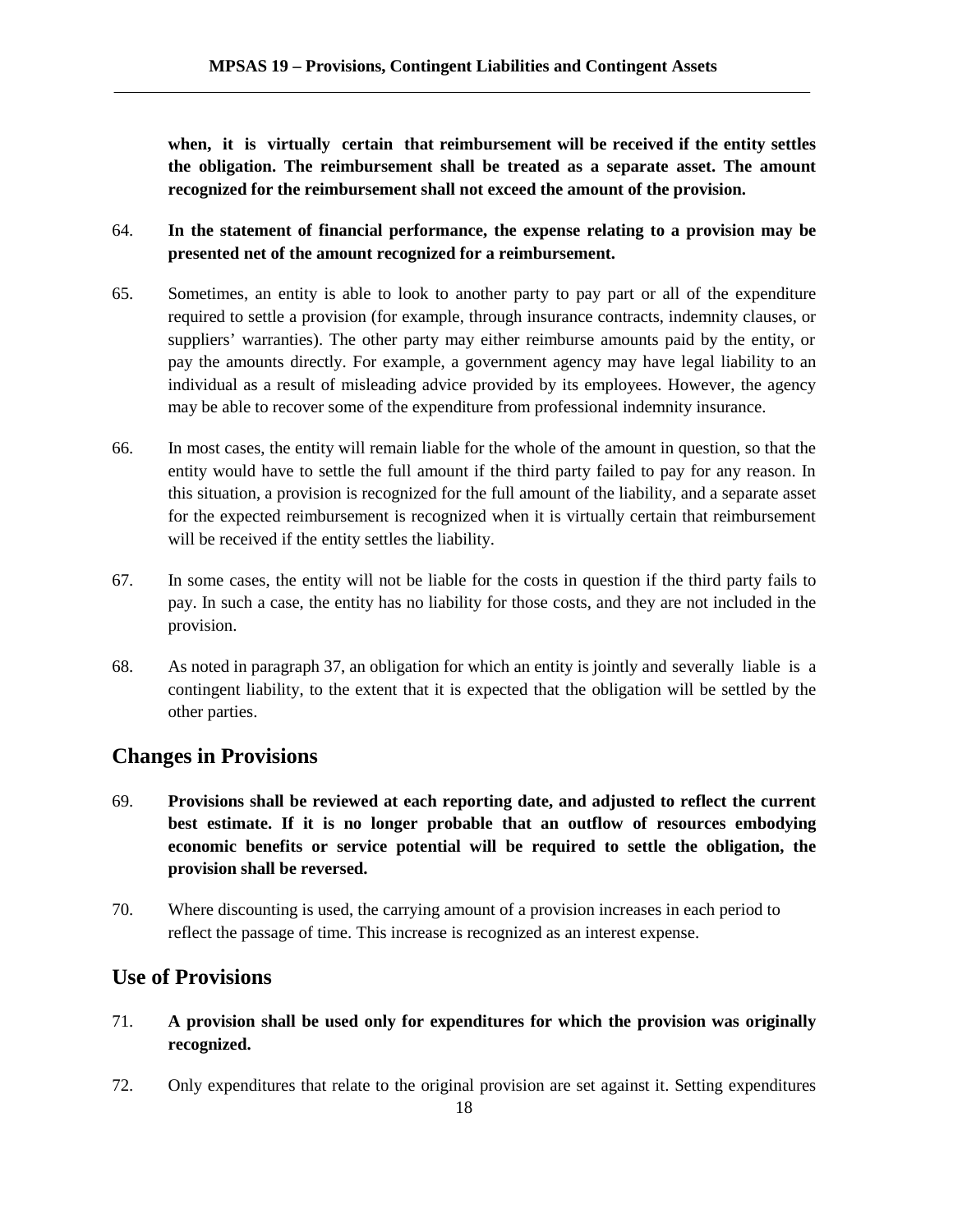**when, it is virtually certain that reimbursement will be received if the entity settles the obligation. The reimbursement shall be treated as a separate asset. The amount recognized for the reimbursement shall not exceed the amount of the provision.**

64. **In the statement of financial performance, the expense relating to a provision may be presented net of the amount recognized for a reimbursement.**

65. Sometimes, an entity is able to look to another party to pay part or all of the expenditure required to settle a provision (for example, through insurance contracts, indemnity clauses, or suppliers' warranties). The other party may either reimburse amounts paid by the entity, or pay the amounts directly. For example, a government agency may have legal liability to an individual as a result of misleading advice provided by its employees. However, the agency may be able to recover some of the expenditure from professional indemnity insurance.

66. In most cases, the entity will remain liable for the whole of the amount in question, so that the entity would have to settle the full amount if the third party failed to pay for any reason. In this situation, a provision is recognized for the full amount of the liability, and a separate asset for the expected reimbursement is recognized when it is virtually certain that reimbursement will be received if the entity settles the liability.

67. In some cases, the entity will not be liable for the costs in question if the third party fails to pay. In such a case, the entity has no liability for those costs, and they are not included in the provision.

68. As noted in paragraph 37, an obligation for which an entity is jointly and severally liable is a contingent liability, to the extent that it is expected that the obligation will be settled by the other parties.

## Changes in Provisions

69. **Provisions shall be reviewed at each reporting date, and adjusted to reflect the current best estimate. If it is no longer probable that an outflow of resources embodying economic benefits or service potential will be required to settle the obligation, the provision shall be reversed.**

70. Where discounting is used, the carrying amount of a provision increases in each period to reflect the passage of time. This increase is recognized as an interest expense.

## Use of Provisions

71. **A provision shall be used only for expenditures for which the provision was originally recognized.**

72. Only expenditures that relate to the original provision are set against it. Setting expenditures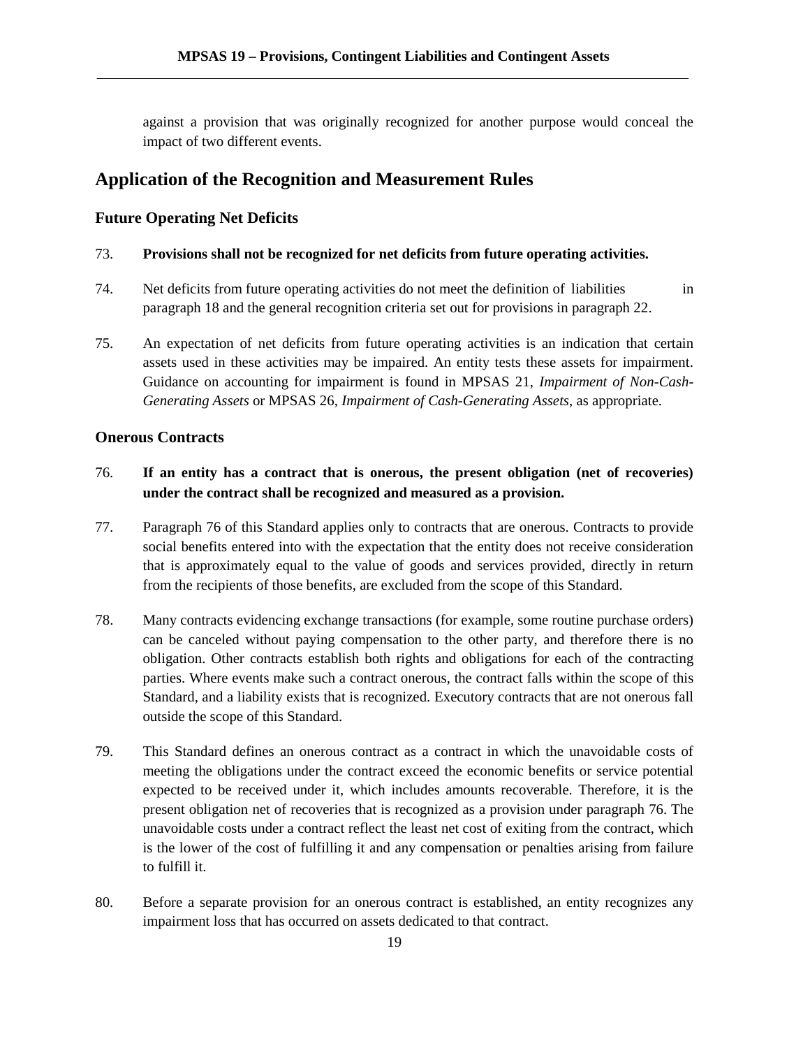against a provision that was originally recognized for another purpose would conceal the impact of two different events.

## Application of the Recognition and Measurement Rules

### Future Operating Net Deficits

73. **Provisions shall not be recognized for net deficits from future operating activities.**

74. Net deficits from future operating activities do not meet the definition of liabilities in paragraph 18 and the general recognition criteria set out for provisions in paragraph 22.

75. An expectation of net deficits from future operating activities is an indication that certain assets used in these activities may be impaired. An entity tests these assets for impairment. Guidance on accounting for impairment is found in MPSAS 21, *Impairment of Non-Cash-Generating Assets* or MPSAS 26, *Impairment of Cash-Generating Assets*, as appropriate.

### Onerous Contracts

76. **If an entity has a contract that is onerous, the present obligation (net of recoveries) under the contract shall be recognized and measured as a provision.**

77. Paragraph 76 of this Standard applies only to contracts that are onerous. Contracts to provide social benefits entered into with the expectation that the entity does not receive consideration that is approximately equal to the value of goods and services provided, directly in return from the recipients of those benefits, are excluded from the scope of this Standard.

78. Many contracts evidencing exchange transactions (for example, some routine purchase orders) can be canceled without paying compensation to the other party, and therefore there is no obligation. Other contracts establish both rights and obligations for each of the contracting parties. Where events make such a contract onerous, the contract falls within the scope of this Standard, and a liability exists that is recognized. Executory contracts that are not onerous fall outside the scope of this Standard.

79. This Standard defines an onerous contract as a contract in which the unavoidable costs of meeting the obligations under the contract exceed the economic benefits or service potential expected to be received under it, which includes amounts recoverable. Therefore, it is the present obligation net of recoveries that is recognized as a provision under paragraph 76. The unavoidable costs under a contract reflect the least net cost of exiting from the contract, which is the lower of the cost of fulfilling it and any compensation or penalties arising from failure to fulfill it.

80. Before a separate provision for an onerous contract is established, an entity recognizes any impairment loss that has occurred on assets dedicated to that contract.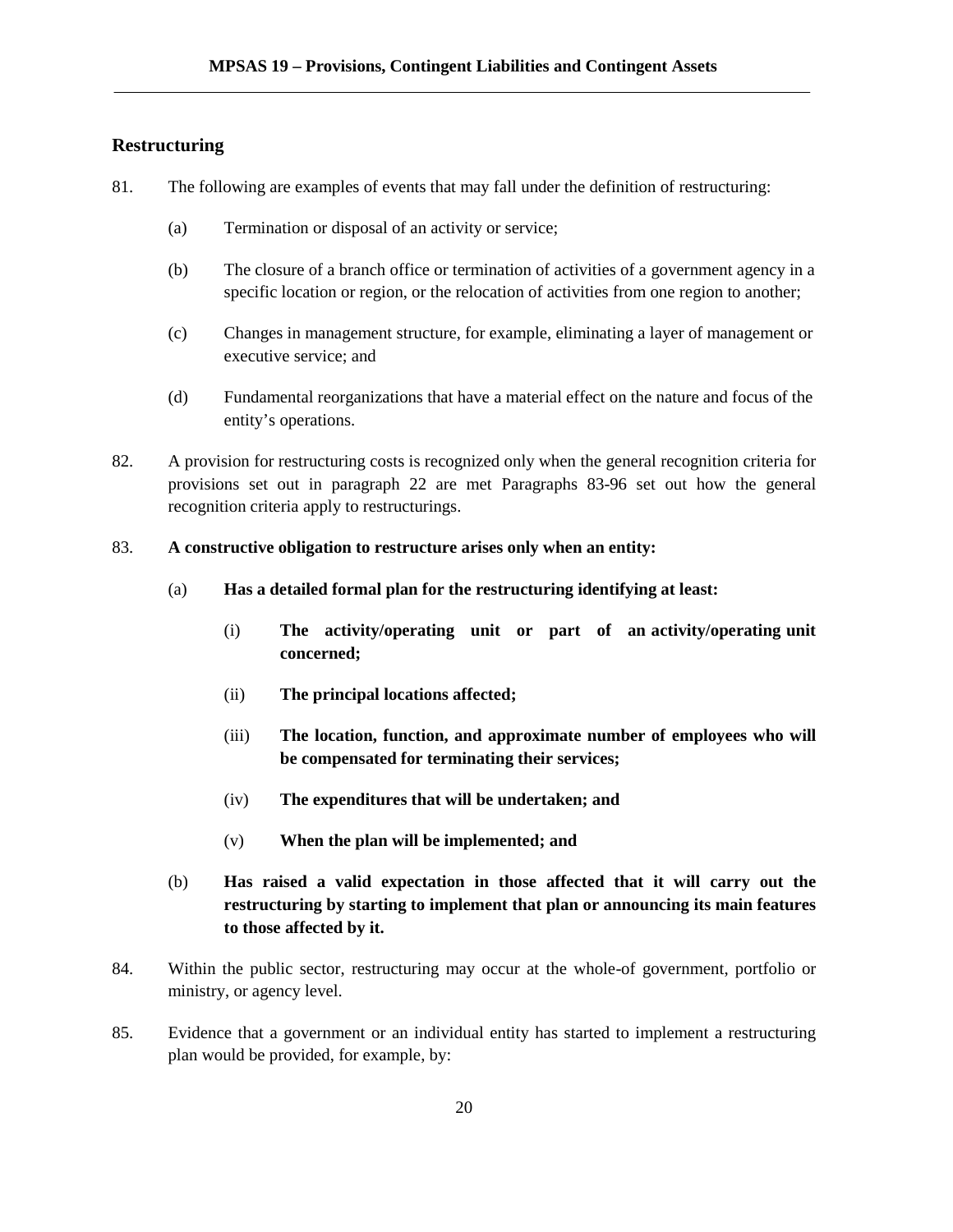## Restructuring

81. The following are examples of events that may fall under the definition of restructuring:

    (a) Termination or disposal of an activity or service;

    (b) The closure of a branch office or termination of activities of a government agency in a specific location or region, or the relocation of activities from one region to another;

    (c) Changes in management structure, for example, eliminating a layer of management or executive service; and

    (d) Fundamental reorganizations that have a material effect on the nature and focus of the entity's operations.

82. A provision for restructuring costs is recognized only when the general recognition criteria for provisions set out in paragraph 22 are met Paragraphs 83-96 set out how the general recognition criteria apply to restructurings.

83. **A constructive obligation to restructure arises only when an entity:**

    (a) **Has a detailed formal plan for the restructuring identifying at least:**

        (i) **The activity/operating unit or part of an activity/operating unit concerned;**

        (ii) **The principal locations affected;**

        (iii) **The location, function, and approximate number of employees who will be compensated for terminating their services;**

        (iv) **The expenditures that will be undertaken; and**

        (v) **When the plan will be implemented; and**

    (b) **Has raised a valid expectation in those affected that it will carry out the restructuring by starting to implement that plan or announcing its main features to those affected by it.**

84. Within the public sector, restructuring may occur at the whole-of government, portfolio or ministry, or agency level.

85. Evidence that a government or an individual entity has started to implement a restructuring plan would be provided, for example, by: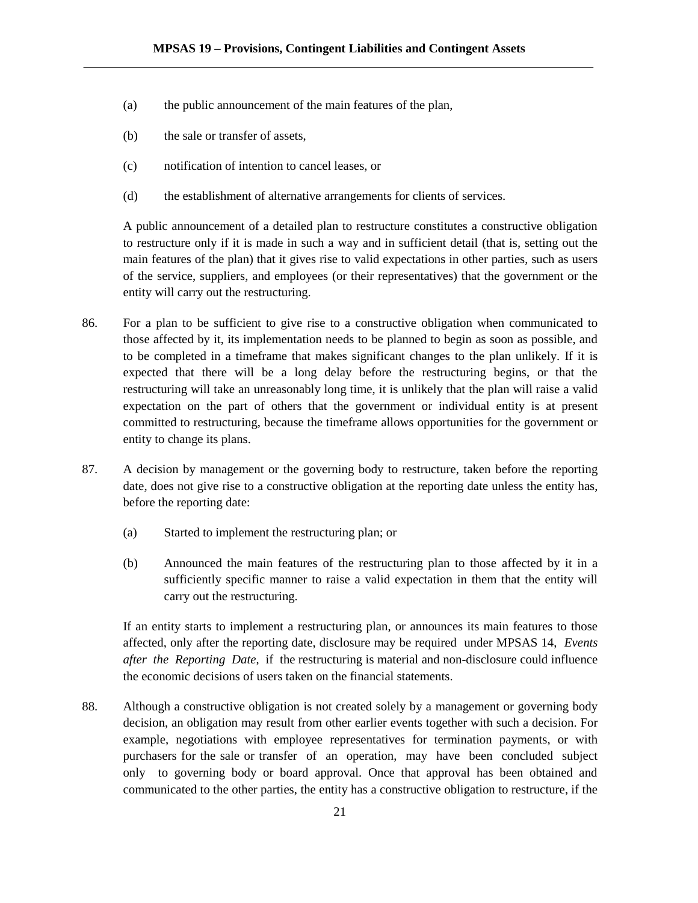(a) the public announcement of the main features of the plan,

(b) the sale or transfer of assets,

(c) notification of intention to cancel leases, or

(d) the establishment of alternative arrangements for clients of services.

A public announcement of a detailed plan to restructure constitutes a constructive obligation to restructure only if it is made in such a way and in sufficient detail (that is, setting out the main features of the plan) that it gives rise to valid expectations in other parties, such as users of the service, suppliers, and employees (or their representatives) that the government or the entity will carry out the restructuring.

86. For a plan to be sufficient to give rise to a constructive obligation when communicated to those affected by it, its implementation needs to be planned to begin as soon as possible, and to be completed in a timeframe that makes significant changes to the plan unlikely. If it is expected that there will be a long delay before the restructuring begins, or that the restructuring will take an unreasonably long time, it is unlikely that the plan will raise a valid expectation on the part of others that the government or individual entity is at present committed to restructuring, because the timeframe allows opportunities for the government or entity to change its plans.

87. A decision by management or the governing body to restructure, taken before the reporting date, does not give rise to a constructive obligation at the reporting date unless the entity has, before the reporting date:

(a) Started to implement the restructuring plan; or

(b) Announced the main features of the restructuring plan to those affected by it in a sufficiently specific manner to raise a valid expectation in them that the entity will carry out the restructuring.

If an entity starts to implement a restructuring plan, or announces its main features to those affected, only after the reporting date, disclosure may be required under MPSAS 14, *Events after the Reporting Date*, if the restructuring is material and non-disclosure could influence the economic decisions of users taken on the financial statements.

88. Although a constructive obligation is not created solely by a management or governing body decision, an obligation may result from other earlier events together with such a decision. For example, negotiations with employee representatives for termination payments, or with purchasers for the sale or transfer of an operation, may have been concluded subject only to governing body or board approval. Once that approval has been obtained and communicated to the other parties, the entity has a constructive obligation to restructure, if the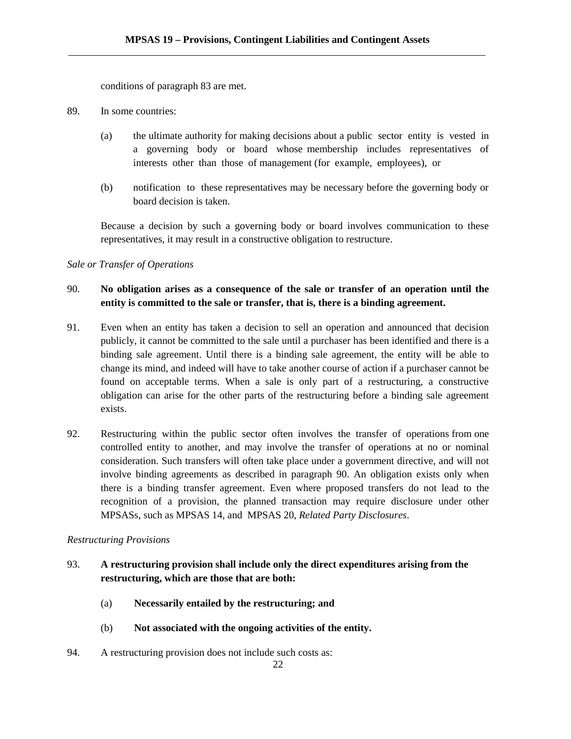conditions of paragraph 83 are met.

89. In some countries:

   (a) the ultimate authority for making decisions about a public sector entity is vested in a governing body or board whose membership includes representatives of interests other than those of management (for example, employees), or

   (b) notification to these representatives may be necessary before the governing body or board decision is taken.

   Because a decision by such a governing body or board involves communication to these representatives, it may result in a constructive obligation to restructure.

*Sale or Transfer of Operations*

90. **No obligation arises as a consequence of the sale or transfer of an operation until the entity is committed to the sale or transfer, that is, there is a binding agreement.**

91. Even when an entity has taken a decision to sell an operation and announced that decision publicly, it cannot be committed to the sale until a purchaser has been identified and there is a binding sale agreement. Until there is a binding sale agreement, the entity will be able to change its mind, and indeed will have to take another course of action if a purchaser cannot be found on acceptable terms. When a sale is only part of a restructuring, a constructive obligation can arise for the other parts of the restructuring before a binding sale agreement exists.

92. Restructuring within the public sector often involves the transfer of operations from one controlled entity to another, and may involve the transfer of operations at no or nominal consideration. Such transfers will often take place under a government directive, and will not involve binding agreements as described in paragraph 90. An obligation exists only when there is a binding transfer agreement. Even where proposed transfers do not lead to the recognition of a provision, the planned transaction may require disclosure under other MPSASs, such as MPSAS 14, and MPSAS 20, *Related Party Disclosures*.

*Restructuring Provisions*

93. **A restructuring provision shall include only the direct expenditures arising from the restructuring, which are those that are both:**

   (a) **Necessarily entailed by the restructuring; and**

   (b) **Not associated with the ongoing activities of the entity.**

94. A restructuring provision does not include such costs as: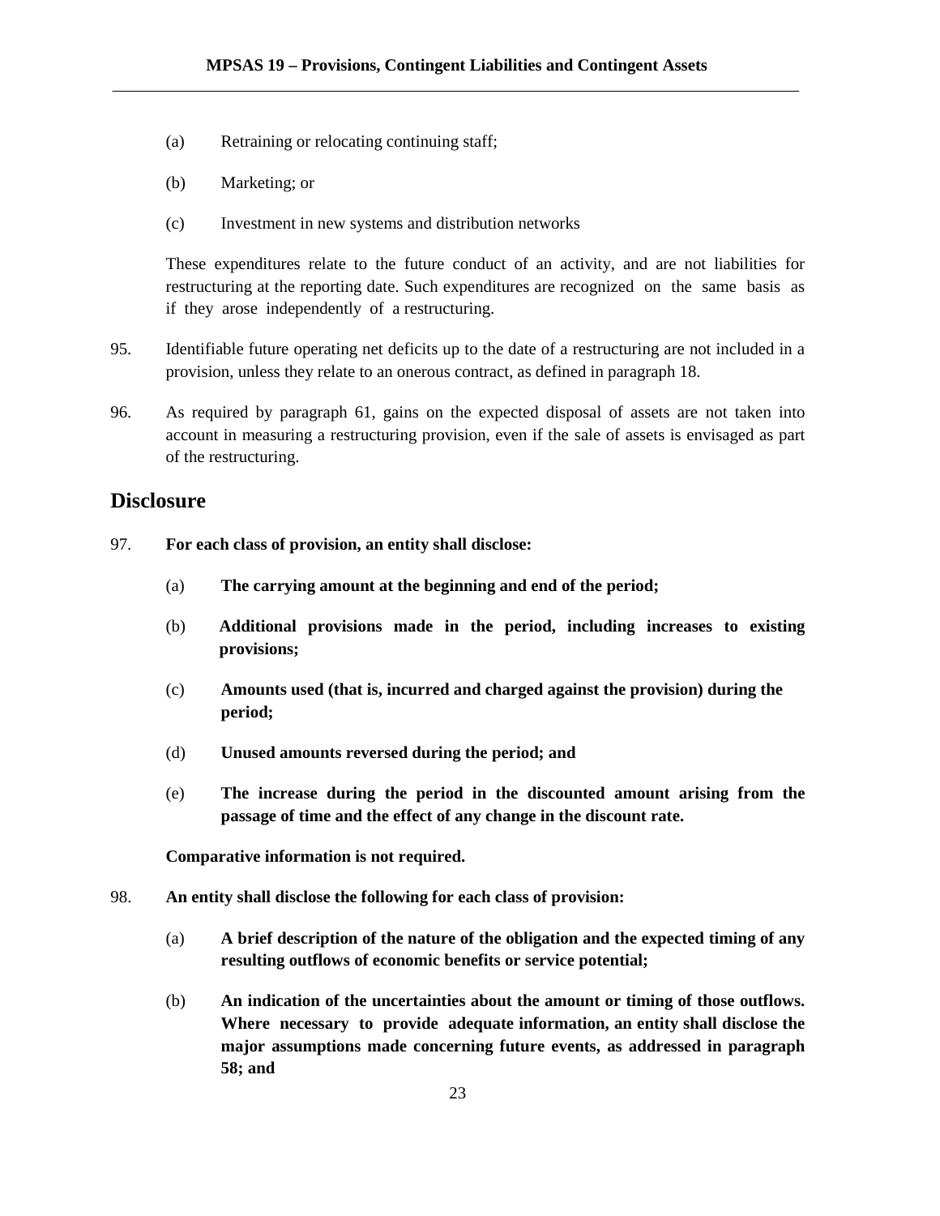(a) Retraining or relocating continuing staff;

(b) Marketing; or

(c) Investment in new systems and distribution networks

These expenditures relate to the future conduct of an activity, and are not liabilities for restructuring at the reporting date. Such expenditures are recognized on the same basis as if they arose independently of a restructuring.

95. Identifiable future operating net deficits up to the date of a restructuring are not included in a provision, unless they relate to an onerous contract, as defined in paragraph 18.

96. As required by paragraph 61, gains on the expected disposal of assets are not taken into account in measuring a restructuring provision, even if the sale of assets is envisaged as part of the restructuring.

## Disclosure

97. **For each class of provision, an entity shall disclose:**

(a) **The carrying amount at the beginning and end of the period;**

(b) **Additional provisions made in the period, including increases to existing provisions;**

(c) **Amounts used (that is, incurred and charged against the provision) during the period;**

(d) **Unused amounts reversed during the period; and**

(e) **The increase during the period in the discounted amount arising from the passage of time and the effect of any change in the discount rate.**

**Comparative information is not required.**

98. **An entity shall disclose the following for each class of provision:**

(a) **A brief description of the nature of the obligation and the expected timing of any resulting outflows of economic benefits or service potential;**

(b) **An indication of the uncertainties about the amount or timing of those outflows. Where necessary to provide adequate information, an entity shall disclose the major assumptions made concerning future events, as addressed in paragraph 58; and**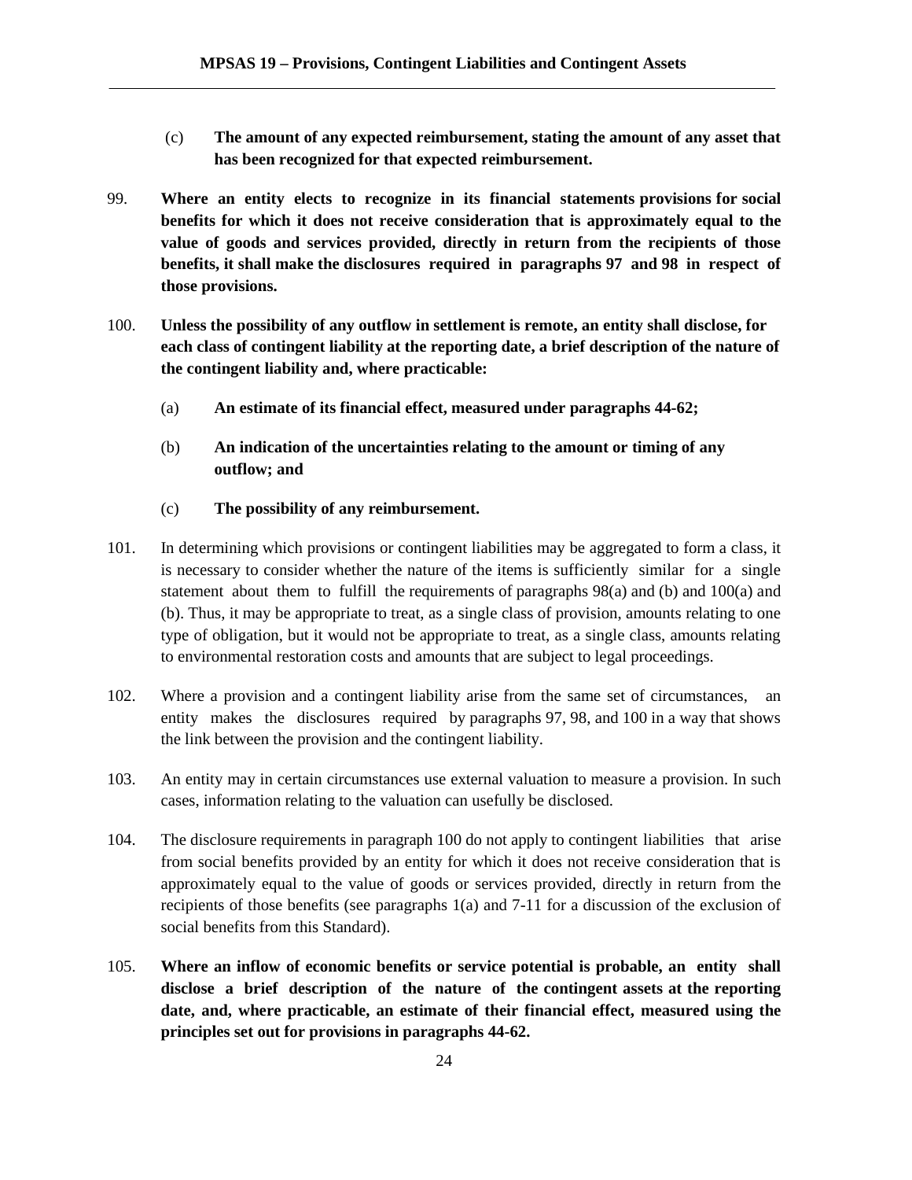(c) **The amount of any expected reimbursement, stating the amount of any asset that has been recognized for that expected reimbursement.**

99. **Where an entity elects to recognize in its financial statements provisions for social benefits for which it does not receive consideration that is approximately equal to the value of goods and services provided, directly in return from the recipients of those benefits, it shall make the disclosures required in paragraphs 97 and 98 in respect of those provisions.**

100. **Unless the possibility of any outflow in settlement is remote, an entity shall disclose, for each class of contingent liability at the reporting date, a brief description of the nature of the contingent liability and, where practicable:**

(a) **An estimate of its financial effect, measured under paragraphs 44-62;**

(b) **An indication of the uncertainties relating to the amount or timing of any outflow; and**

(c) **The possibility of any reimbursement.**

101. In determining which provisions or contingent liabilities may be aggregated to form a class, it is necessary to consider whether the nature of the items is sufficiently similar for a single statement about them to fulfill the requirements of paragraphs 98(a) and (b) and 100(a) and (b). Thus, it may be appropriate to treat, as a single class of provision, amounts relating to one type of obligation, but it would not be appropriate to treat, as a single class, amounts relating to environmental restoration costs and amounts that are subject to legal proceedings.

102. Where a provision and a contingent liability arise from the same set of circumstances, an entity makes the disclosures required by paragraphs 97, 98, and 100 in a way that shows the link between the provision and the contingent liability.

103. An entity may in certain circumstances use external valuation to measure a provision. In such cases, information relating to the valuation can usefully be disclosed.

104. The disclosure requirements in paragraph 100 do not apply to contingent liabilities that arise from social benefits provided by an entity for which it does not receive consideration that is approximately equal to the value of goods or services provided, directly in return from the recipients of those benefits (see paragraphs 1(a) and 7-11 for a discussion of the exclusion of social benefits from this Standard).

105. **Where an inflow of economic benefits or service potential is probable, an entity shall disclose a brief description of the nature of the contingent assets at the reporting date, and, where practicable, an estimate of their financial effect, measured using the principles set out for provisions in paragraphs 44-62.**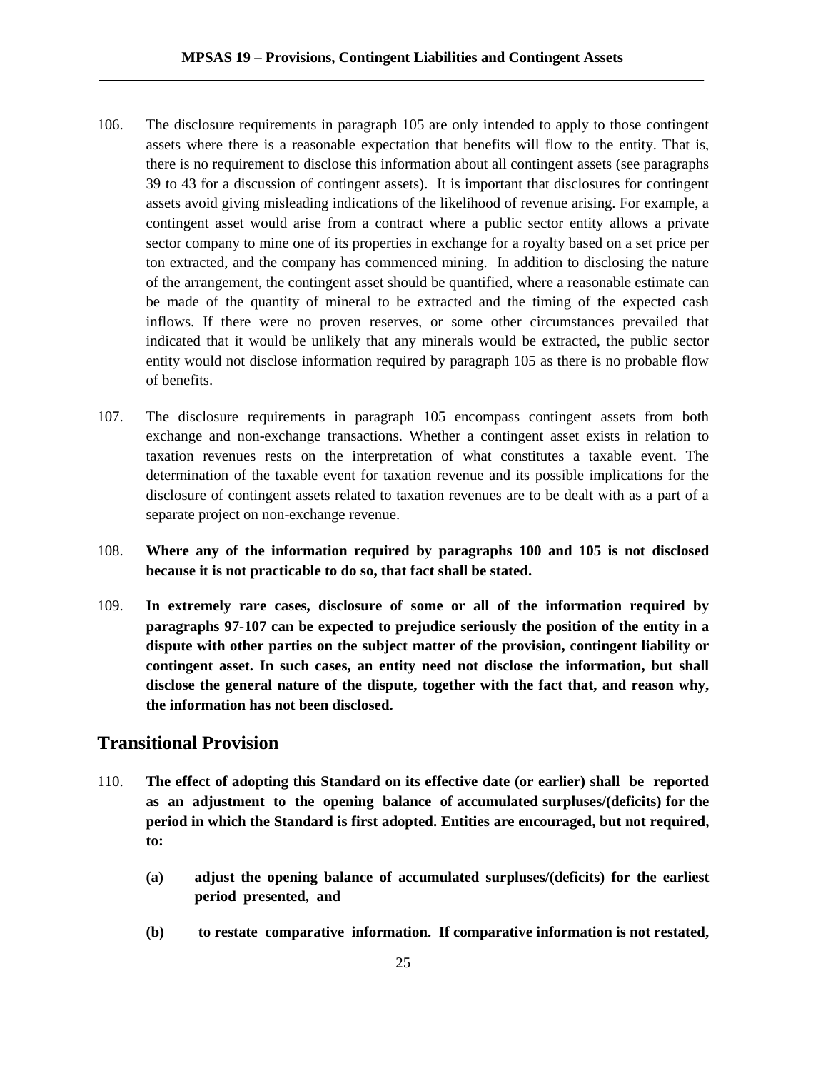106. The disclosure requirements in paragraph 105 are only intended to apply to those contingent assets where there is a reasonable expectation that benefits will flow to the entity. That is, there is no requirement to disclose this information about all contingent assets (see paragraphs 39 to 43 for a discussion of contingent assets). It is important that disclosures for contingent assets avoid giving misleading indications of the likelihood of revenue arising. For example, a contingent asset would arise from a contract where a public sector entity allows a private sector company to mine one of its properties in exchange for a royalty based on a set price per ton extracted, and the company has commenced mining. In addition to disclosing the nature of the arrangement, the contingent asset should be quantified, where a reasonable estimate can be made of the quantity of mineral to be extracted and the timing of the expected cash inflows. If there were no proven reserves, or some other circumstances prevailed that indicated that it would be unlikely that any minerals would be extracted, the public sector entity would not disclose information required by paragraph 105 as there is no probable flow of benefits.

107. The disclosure requirements in paragraph 105 encompass contingent assets from both exchange and non-exchange transactions. Whether a contingent asset exists in relation to taxation revenues rests on the interpretation of what constitutes a taxable event. The determination of the taxable event for taxation revenue and its possible implications for the disclosure of contingent assets related to taxation revenues are to be dealt with as a part of a separate project on non-exchange revenue.

108. **Where any of the information required by paragraphs 100 and 105 is not disclosed because it is not practicable to do so, that fact shall be stated.**

109. **In extremely rare cases, disclosure of some or all of the information required by paragraphs 97-107 can be expected to prejudice seriously the position of the entity in a dispute with other parties on the subject matter of the provision, contingent liability or contingent asset. In such cases, an entity need not disclose the information, but shall disclose the general nature of the dispute, together with the fact that, and reason why, the information has not been disclosed.**

## Transitional Provision

110. **The effect of adopting this Standard on its effective date (or earlier) shall be reported as an adjustment to the opening balance of accumulated surpluses/(deficits) for the period in which the Standard is first adopted. Entities are encouraged, but not required, to:**

    **(a) adjust the opening balance of accumulated surpluses/(deficits) for the earliest period presented, and**

    **(b) to restate comparative information. If comparative information is not restated,**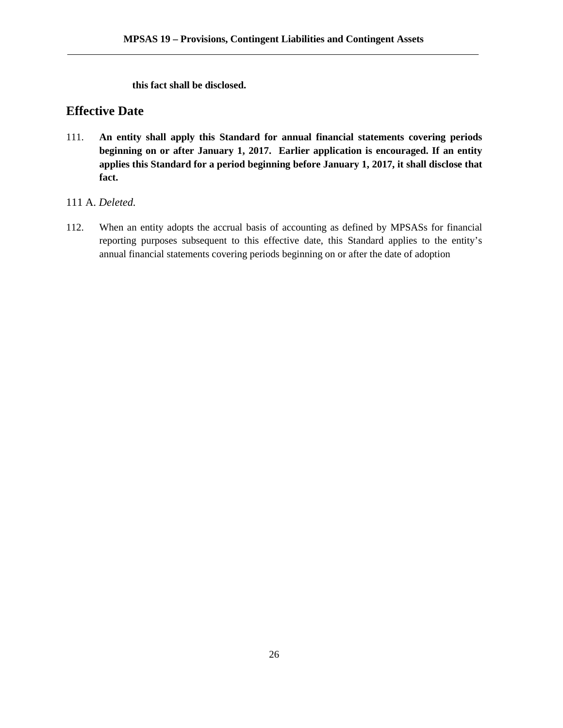**this fact shall be disclosed.**

## Effective Date

111. **An entity shall apply this Standard for annual financial statements covering periods beginning on or after January 1, 2017. Earlier application is encouraged. If an entity applies this Standard for a period beginning before January 1, 2017, it shall disclose that fact.**

111 A. *Deleted.*

112. When an entity adopts the accrual basis of accounting as defined by MPSASs for financial reporting purposes subsequent to this effective date, this Standard applies to the entity's annual financial statements covering periods beginning on or after the date of adoption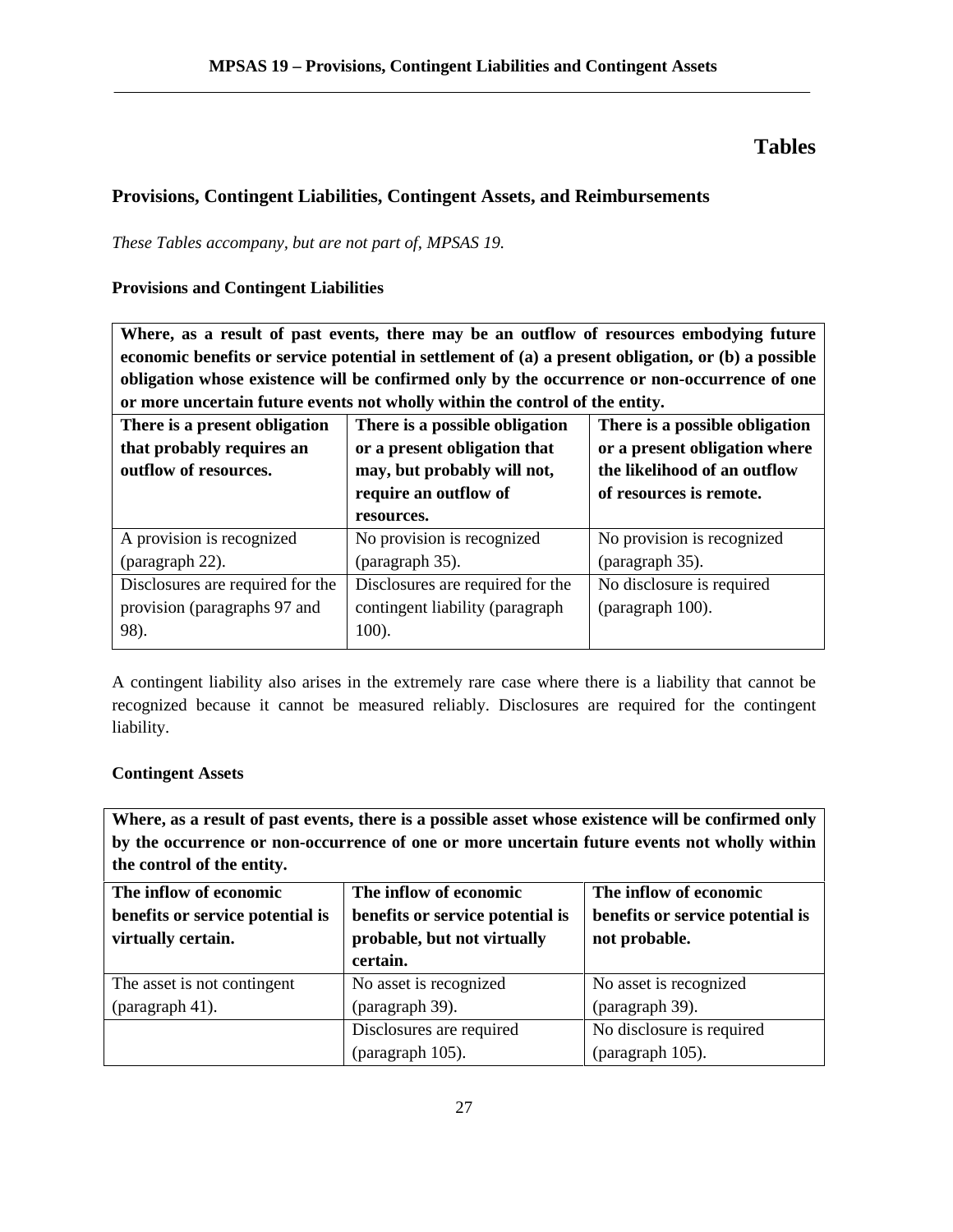# Tables

## Provisions, Contingent Liabilities, Contingent Assets, and Reimbursements

*These Tables accompany, but are not part of, MPSAS 19.*

### Provisions and Contingent Liabilities

| **Where, as a result of past events, there may be an outflow of resources embodying future economic benefits or service potential in settlement of (a) a present obligation, or (b) a possible obligation whose existence will be confirmed only by the occurrence or non-occurrence of one or more uncertain future events not wholly within the control of the entity.** | | |
|---|---|---|
| **There is a present obligation that probably requires an outflow of resources.** | **There is a possible obligation or a present obligation that may, but probably will not, require an outflow of resources.** | **There is a possible obligation or a present obligation where the likelihood of an outflow of resources is remote.** |
| A provision is recognized (paragraph 22). | No provision is recognized (paragraph 35). | No provision is recognized (paragraph 35). |
| Disclosures are required for the provision (paragraphs 97 and 98). | Disclosures are required for the contingent liability (paragraph 100). | No disclosure is required (paragraph 100). |

A contingent liability also arises in the extremely rare case where there is a liability that cannot be recognized because it cannot be measured reliably. Disclosures are required for the contingent liability.

### Contingent Assets

| **Where, as a result of past events, there is a possible asset whose existence will be confirmed only by the occurrence or non-occurrence of one or more uncertain future events not wholly within the control of the entity.** | | |
|---|---|---|
| **The inflow of economic benefits or service potential is virtually certain.** | **The inflow of economic benefits or service potential is probable, but not virtually certain.** | **The inflow of economic benefits or service potential is not probable.** |
| The asset is not contingent (paragraph 41). | No asset is recognized (paragraph 39). | No asset is recognized (paragraph 39). |
| | Disclosures are required (paragraph 105). | No disclosure is required (paragraph 105). |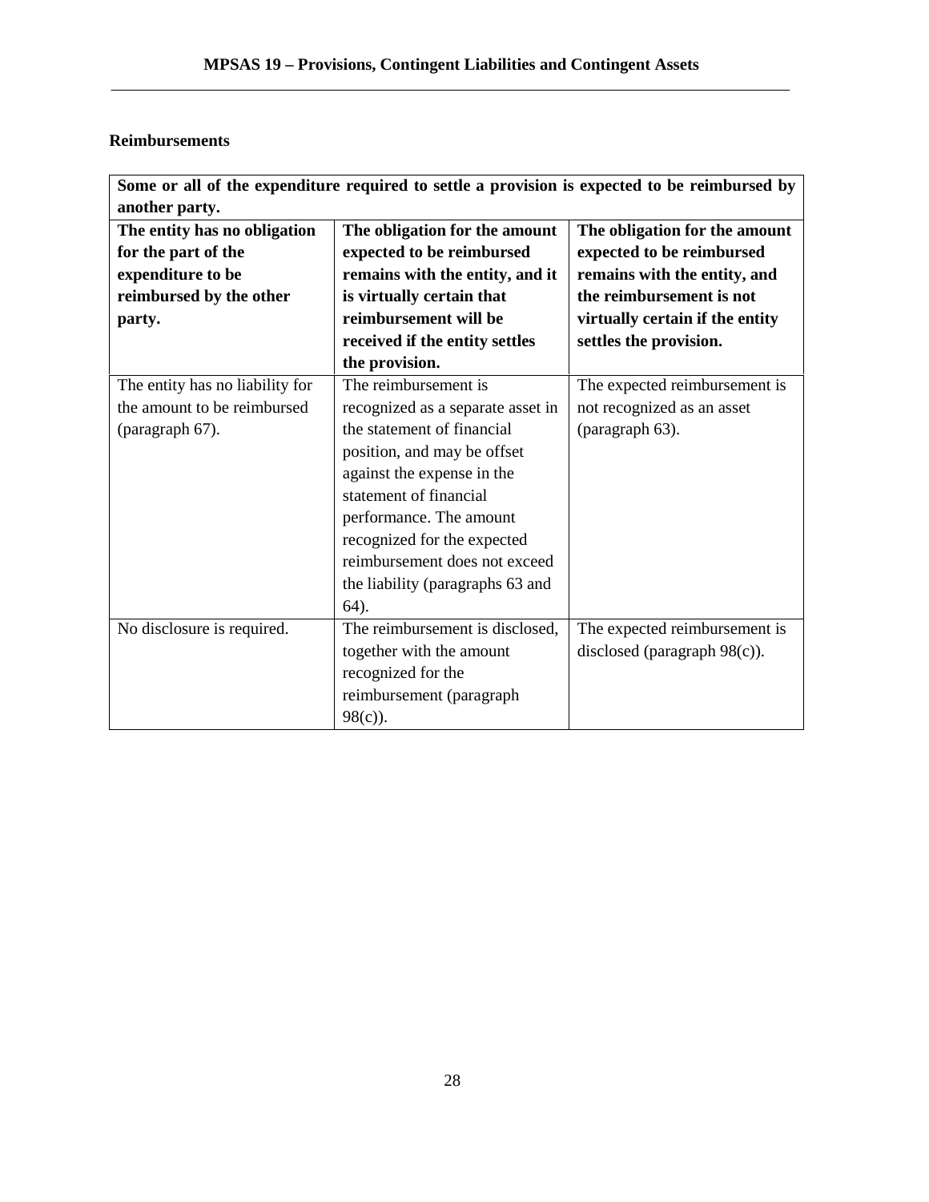## Reimbursements

| Some or all of the expenditure required to settle a provision is expected to be reimbursed by another party. | | |
|---|---|---|
| **The entity has no obligation for the part of the expenditure to be reimbursed by the other party.** | **The obligation for the amount expected to be reimbursed remains with the entity, and it is virtually certain that reimbursement will be received if the entity settles the provision.** | **The obligation for the amount expected to be reimbursed remains with the entity, and the reimbursement is not virtually certain if the entity settles the provision.** |
| The entity has no liability for the amount to be reimbursed (paragraph 67). | The reimbursement is recognized as a separate asset in the statement of financial position, and may be offset against the expense in the statement of financial performance. The amount recognized for the expected reimbursement does not exceed the liability (paragraphs 63 and 64). | The expected reimbursement is not recognized as an asset (paragraph 63). |
| No disclosure is required. | The reimbursement is disclosed, together with the amount recognized for the reimbursement (paragraph 98(c)). | The expected reimbursement is disclosed (paragraph 98(c)). |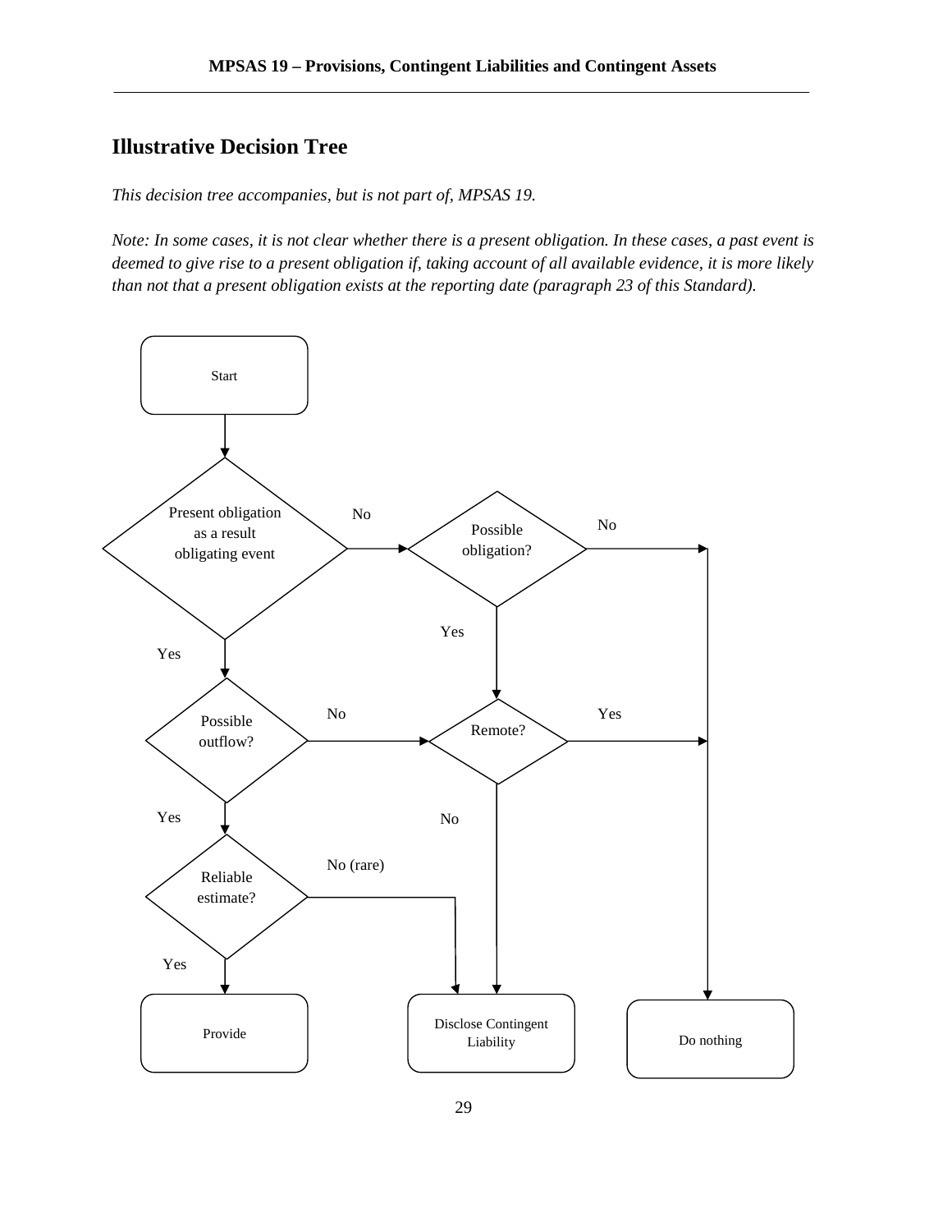## Illustrative Decision Tree

*This decision tree accompanies, but is not part of, MPSAS 19.*

*Note: In some cases, it is not clear whether there is a present obligation. In these cases, a past event is deemed to give rise to a present obligation if, taking account of all available evidence, it is more likely than not that a present obligation exists at the reporting date (paragraph 23 of this Standard).*

```
Start
  |
  v
Present obligation as a result obligating event --No--> Possible obligation? --No--> Do nothing
  |                                                         |
 Yes                                                       Yes
  v                                                         v
Possible outflow? --------------No----------------------> Remote? --Yes--> Do nothing
  |                                                         |
 Yes                                                        No
  v                                                         v
Reliable estimate? --No (rare)--> Disclose Contingent Liability
  |
 Yes
  v
Provide
```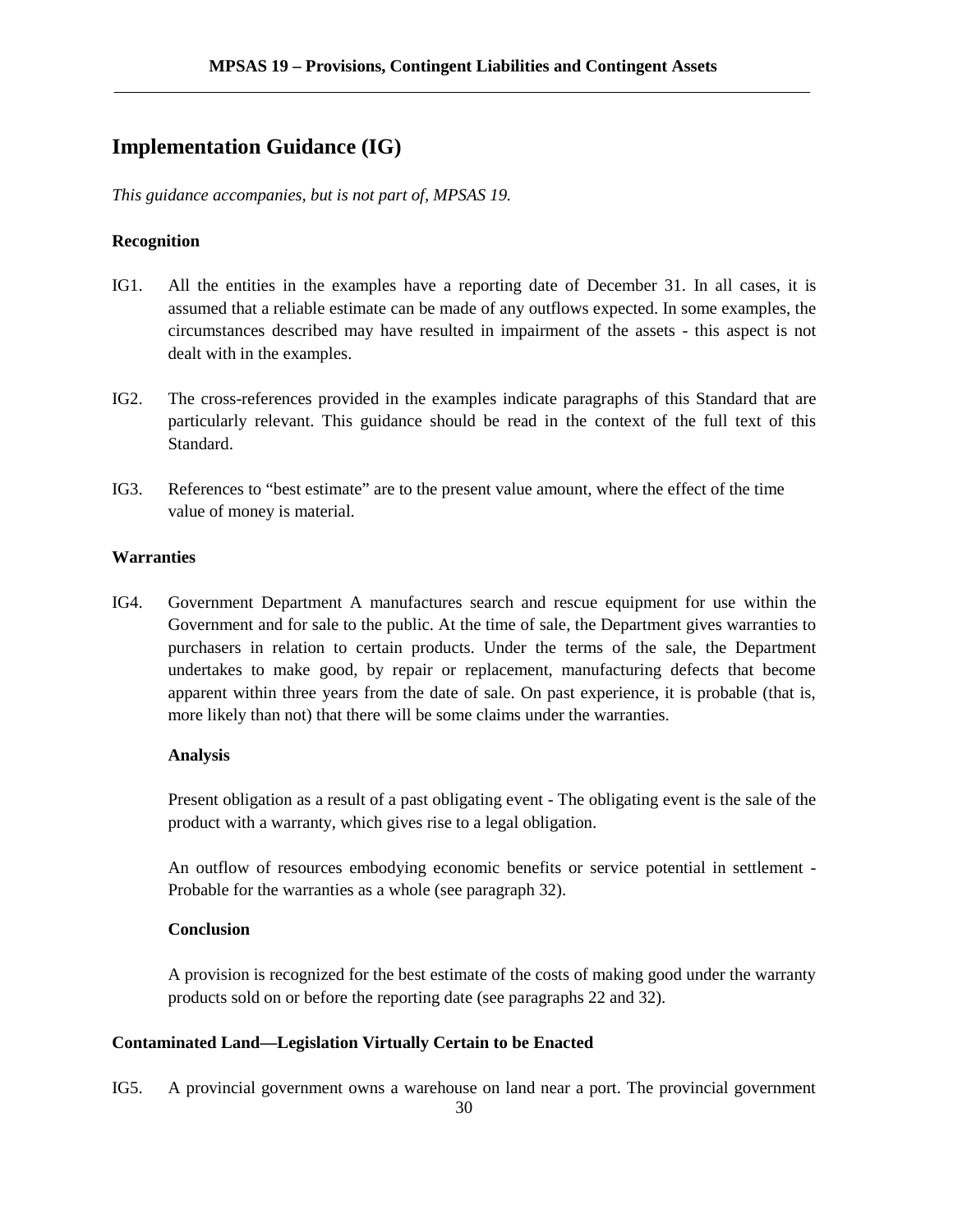## Implementation Guidance (IG)

*This guidance accompanies, but is not part of, MPSAS 19.*

### Recognition

IG1. All the entities in the examples have a reporting date of December 31. In all cases, it is assumed that a reliable estimate can be made of any outflows expected. In some examples, the circumstances described may have resulted in impairment of the assets - this aspect is not dealt with in the examples.

IG2. The cross-references provided in the examples indicate paragraphs of this Standard that are particularly relevant. This guidance should be read in the context of the full text of this Standard.

IG3. References to "best estimate" are to the present value amount, where the effect of the time value of money is material.

### Warranties

IG4. Government Department A manufactures search and rescue equipment for use within the Government and for sale to the public. At the time of sale, the Department gives warranties to purchasers in relation to certain products. Under the terms of the sale, the Department undertakes to make good, by repair or replacement, manufacturing defects that become apparent within three years from the date of sale. On past experience, it is probable (that is, more likely than not) that there will be some claims under the warranties.

**Analysis**

Present obligation as a result of a past obligating event - The obligating event is the sale of the product with a warranty, which gives rise to a legal obligation.

An outflow of resources embodying economic benefits or service potential in settlement - Probable for the warranties as a whole (see paragraph 32).

**Conclusion**

A provision is recognized for the best estimate of the costs of making good under the warranty products sold on or before the reporting date (see paragraphs 22 and 32).

### Contaminated Land—Legislation Virtually Certain to be Enacted

IG5. A provincial government owns a warehouse on land near a port. The provincial government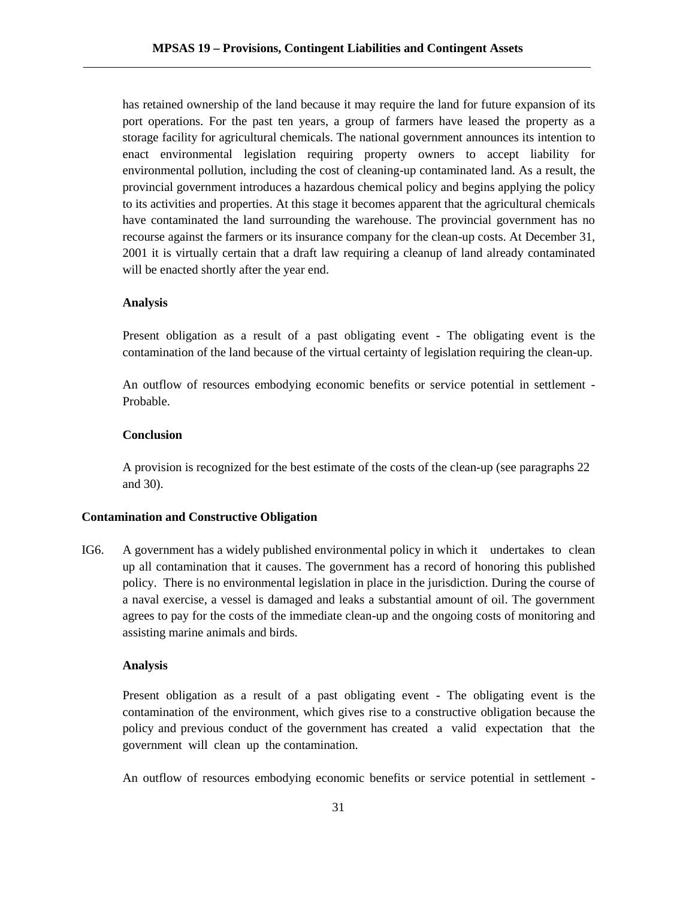has retained ownership of the land because it may require the land for future expansion of its port operations. For the past ten years, a group of farmers have leased the property as a storage facility for agricultural chemicals. The national government announces its intention to enact environmental legislation requiring property owners to accept liability for environmental pollution, including the cost of cleaning-up contaminated land. As a result, the provincial government introduces a hazardous chemical policy and begins applying the policy to its activities and properties. At this stage it becomes apparent that the agricultural chemicals have contaminated the land surrounding the warehouse. The provincial government has no recourse against the farmers or its insurance company for the clean-up costs. At December 31, 2001 it is virtually certain that a draft law requiring a cleanup of land already contaminated will be enacted shortly after the year end.

**Analysis**

Present obligation as a result of a past obligating event - The obligating event is the contamination of the land because of the virtual certainty of legislation requiring the clean-up.

An outflow of resources embodying economic benefits or service potential in settlement - Probable.

**Conclusion**

A provision is recognized for the best estimate of the costs of the clean-up (see paragraphs 22 and 30).

**Contamination and Constructive Obligation**

IG6. A government has a widely published environmental policy in which it undertakes to clean up all contamination that it causes. The government has a record of honoring this published policy. There is no environmental legislation in place in the jurisdiction. During the course of a naval exercise, a vessel is damaged and leaks a substantial amount of oil. The government agrees to pay for the costs of the immediate clean-up and the ongoing costs of monitoring and assisting marine animals and birds.

**Analysis**

Present obligation as a result of a past obligating event - The obligating event is the contamination of the environment, which gives rise to a constructive obligation because the policy and previous conduct of the government has created a valid expectation that the government will clean up the contamination.

An outflow of resources embodying economic benefits or service potential in settlement -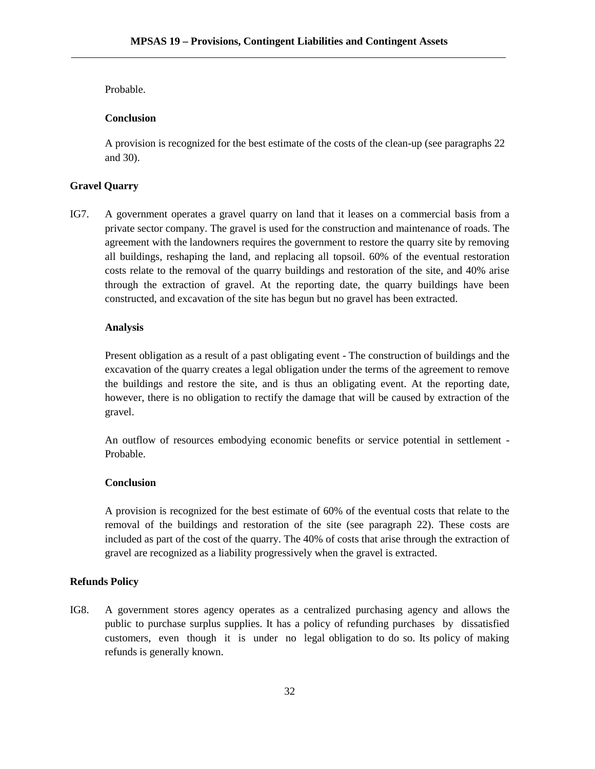Probable.

**Conclusion**

A provision is recognized for the best estimate of the costs of the clean-up (see paragraphs 22 and 30).

## Gravel Quarry

IG7. A government operates a gravel quarry on land that it leases on a commercial basis from a private sector company. The gravel is used for the construction and maintenance of roads. The agreement with the landowners requires the government to restore the quarry site by removing all buildings, reshaping the land, and replacing all topsoil. 60% of the eventual restoration costs relate to the removal of the quarry buildings and restoration of the site, and 40% arise through the extraction of gravel. At the reporting date, the quarry buildings have been constructed, and excavation of the site has begun but no gravel has been extracted.

**Analysis**

Present obligation as a result of a past obligating event - The construction of buildings and the excavation of the quarry creates a legal obligation under the terms of the agreement to remove the buildings and restore the site, and is thus an obligating event. At the reporting date, however, there is no obligation to rectify the damage that will be caused by extraction of the gravel.

An outflow of resources embodying economic benefits or service potential in settlement - Probable.

**Conclusion**

A provision is recognized for the best estimate of 60% of the eventual costs that relate to the removal of the buildings and restoration of the site (see paragraph 22). These costs are included as part of the cost of the quarry. The 40% of costs that arise through the extraction of gravel are recognized as a liability progressively when the gravel is extracted.

## Refunds Policy

IG8. A government stores agency operates as a centralized purchasing agency and allows the public to purchase surplus supplies. It has a policy of refunding purchases by dissatisfied customers, even though it is under no legal obligation to do so. Its policy of making refunds is generally known.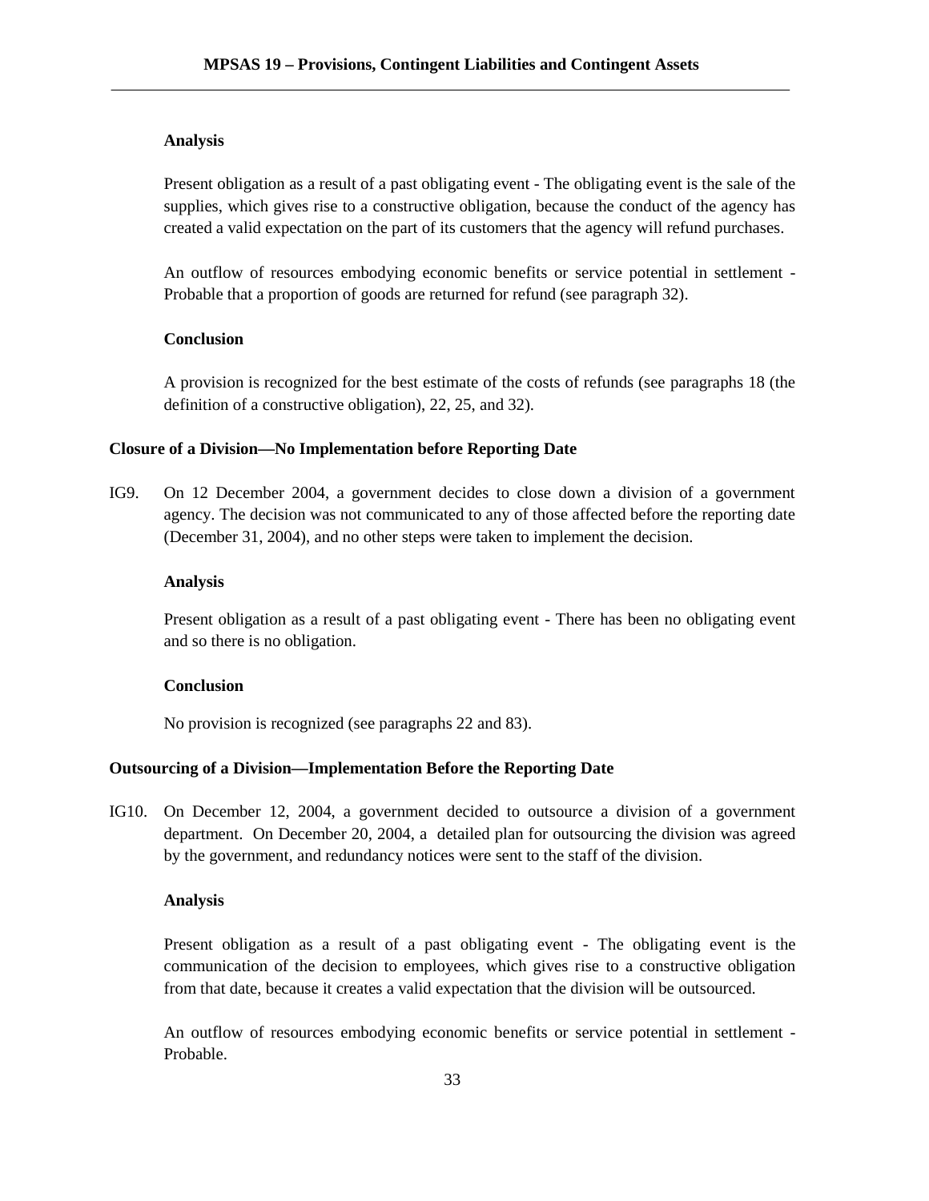**Analysis**

Present obligation as a result of a past obligating event - The obligating event is the sale of the supplies, which gives rise to a constructive obligation, because the conduct of the agency has created a valid expectation on the part of its customers that the agency will refund purchases.

An outflow of resources embodying economic benefits or service potential in settlement - Probable that a proportion of goods are returned for refund (see paragraph 32).

**Conclusion**

A provision is recognized for the best estimate of the costs of refunds (see paragraphs 18 (the definition of a constructive obligation), 22, 25, and 32).

**Closure of a Division—No Implementation before Reporting Date**

IG9. On 12 December 2004, a government decides to close down a division of a government agency. The decision was not communicated to any of those affected before the reporting date (December 31, 2004), and no other steps were taken to implement the decision.

**Analysis**

Present obligation as a result of a past obligating event - There has been no obligating event and so there is no obligation.

**Conclusion**

No provision is recognized (see paragraphs 22 and 83).

**Outsourcing of a Division—Implementation Before the Reporting Date**

IG10. On December 12, 2004, a government decided to outsource a division of a government department. On December 20, 2004, a detailed plan for outsourcing the division was agreed by the government, and redundancy notices were sent to the staff of the division.

**Analysis**

Present obligation as a result of a past obligating event - The obligating event is the communication of the decision to employees, which gives rise to a constructive obligation from that date, because it creates a valid expectation that the division will be outsourced.

An outflow of resources embodying economic benefits or service potential in settlement - Probable.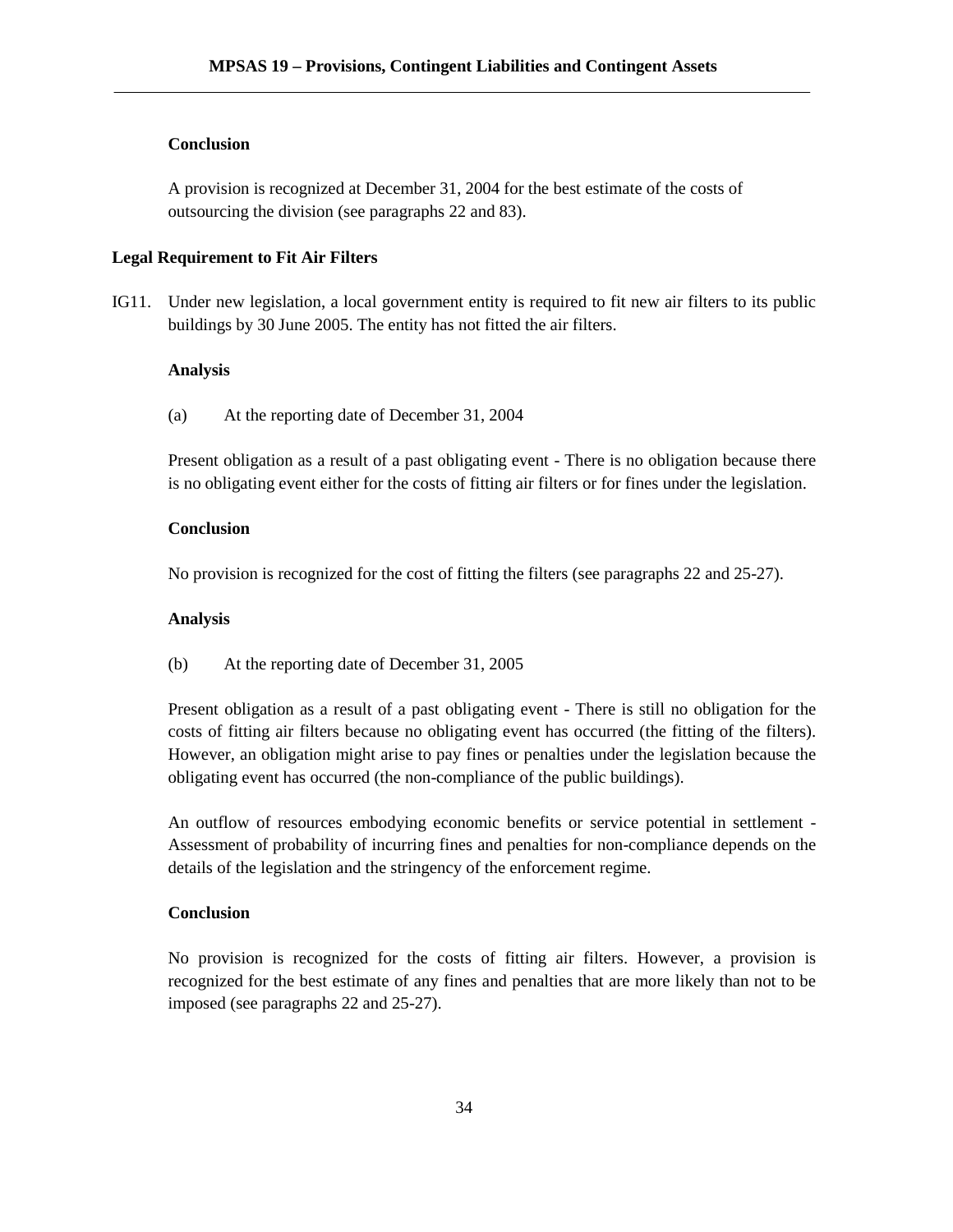**Conclusion**

A provision is recognized at December 31, 2004 for the best estimate of the costs of outsourcing the division (see paragraphs 22 and 83).

### Legal Requirement to Fit Air Filters

IG11. Under new legislation, a local government entity is required to fit new air filters to its public buildings by 30 June 2005. The entity has not fitted the air filters.

**Analysis**

(a) At the reporting date of December 31, 2004

Present obligation as a result of a past obligating event - There is no obligation because there is no obligating event either for the costs of fitting air filters or for fines under the legislation.

**Conclusion**

No provision is recognized for the cost of fitting the filters (see paragraphs 22 and 25-27).

**Analysis**

(b) At the reporting date of December 31, 2005

Present obligation as a result of a past obligating event - There is still no obligation for the costs of fitting air filters because no obligating event has occurred (the fitting of the filters). However, an obligation might arise to pay fines or penalties under the legislation because the obligating event has occurred (the non-compliance of the public buildings).

An outflow of resources embodying economic benefits or service potential in settlement - Assessment of probability of incurring fines and penalties for non-compliance depends on the details of the legislation and the stringency of the enforcement regime.

**Conclusion**

No provision is recognized for the costs of fitting air filters. However, a provision is recognized for the best estimate of any fines and penalties that are more likely than not to be imposed (see paragraphs 22 and 25-27).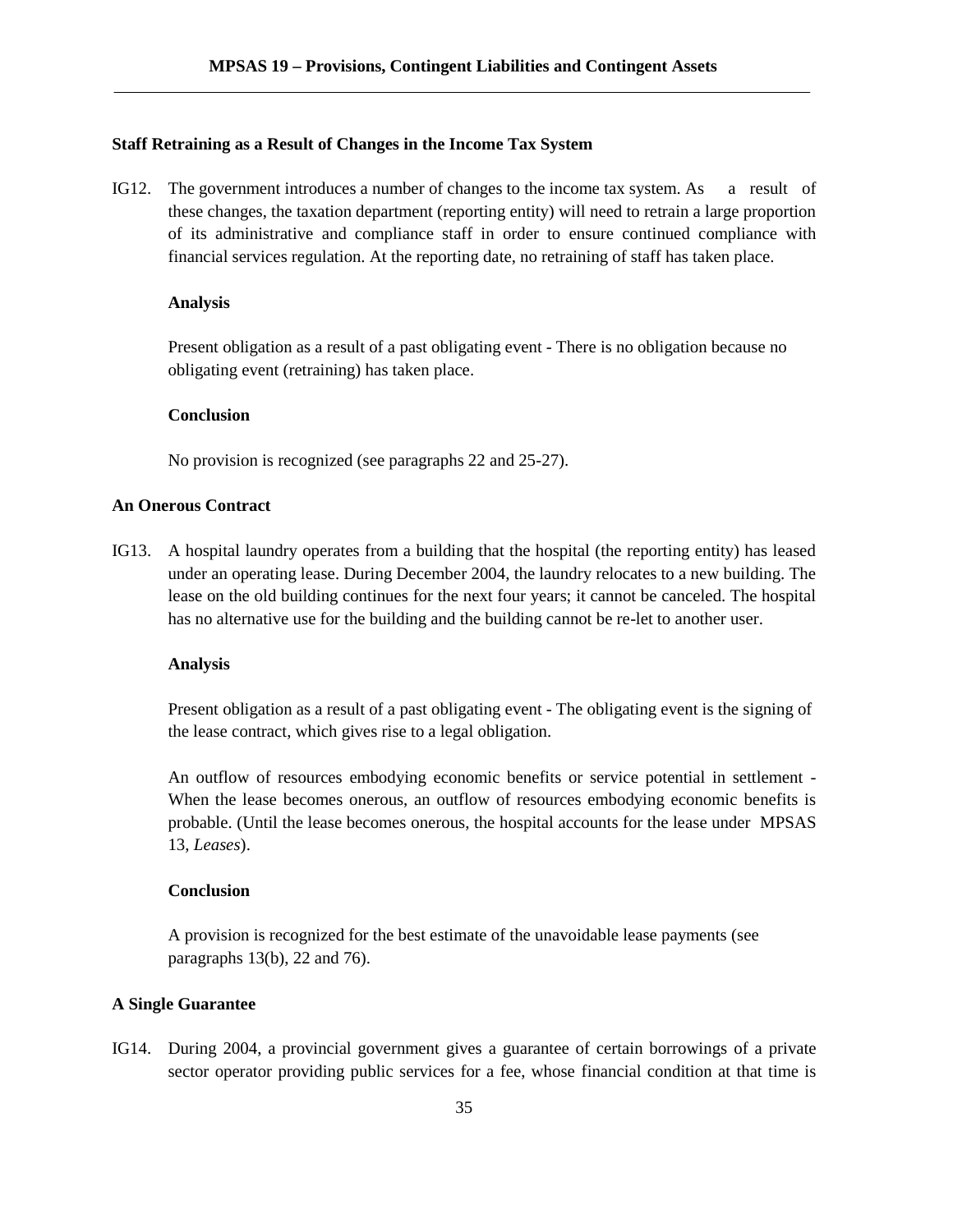### Staff Retraining as a Result of Changes in the Income Tax System

IG12. The government introduces a number of changes to the income tax system. As a result of these changes, the taxation department (reporting entity) will need to retrain a large proportion of its administrative and compliance staff in order to ensure continued compliance with financial services regulation. At the reporting date, no retraining of staff has taken place.

**Analysis**

Present obligation as a result of a past obligating event - There is no obligation because no obligating event (retraining) has taken place.

**Conclusion**

No provision is recognized (see paragraphs 22 and 25-27).

### An Onerous Contract

IG13. A hospital laundry operates from a building that the hospital (the reporting entity) has leased under an operating lease. During December 2004, the laundry relocates to a new building. The lease on the old building continues for the next four years; it cannot be canceled. The hospital has no alternative use for the building and the building cannot be re-let to another user.

**Analysis**

Present obligation as a result of a past obligating event - The obligating event is the signing of the lease contract, which gives rise to a legal obligation.

An outflow of resources embodying economic benefits or service potential in settlement - When the lease becomes onerous, an outflow of resources embodying economic benefits is probable. (Until the lease becomes onerous, the hospital accounts for the lease under MPSAS 13, *Leases*).

**Conclusion**

A provision is recognized for the best estimate of the unavoidable lease payments (see paragraphs 13(b), 22 and 76).

### A Single Guarantee

IG14. During 2004, a provincial government gives a guarantee of certain borrowings of a private sector operator providing public services for a fee, whose financial condition at that time is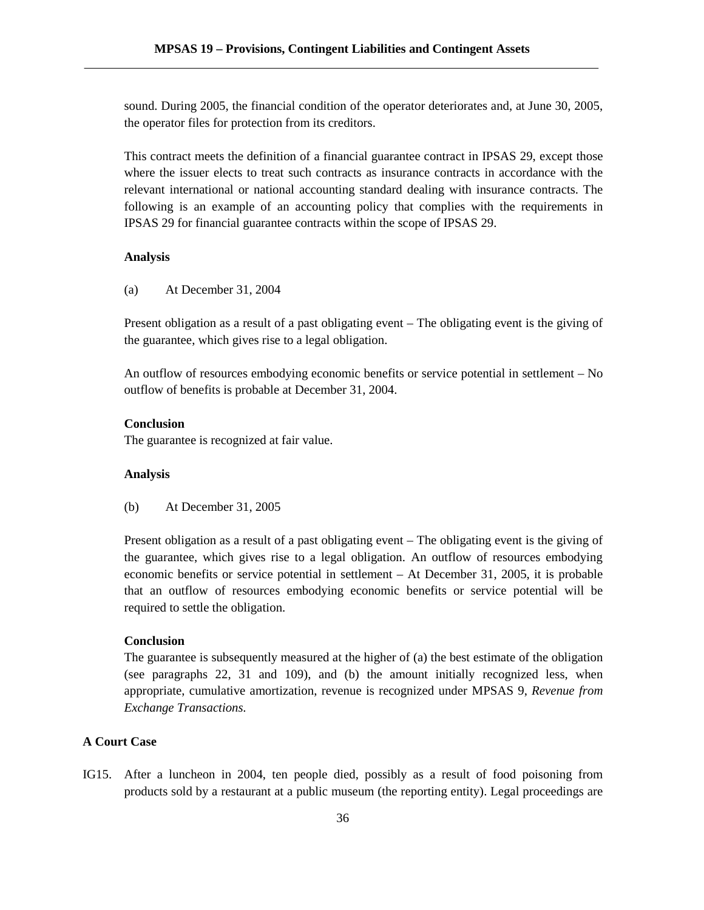sound. During 2005, the financial condition of the operator deteriorates and, at June 30, 2005, the operator files for protection from its creditors.

This contract meets the definition of a financial guarantee contract in IPSAS 29, except those where the issuer elects to treat such contracts as insurance contracts in accordance with the relevant international or national accounting standard dealing with insurance contracts. The following is an example of an accounting policy that complies with the requirements in IPSAS 29 for financial guarantee contracts within the scope of IPSAS 29.

**Analysis**

(a) At December 31, 2004

Present obligation as a result of a past obligating event – The obligating event is the giving of the guarantee, which gives rise to a legal obligation.

An outflow of resources embodying economic benefits or service potential in settlement – No outflow of benefits is probable at December 31, 2004.

**Conclusion**
The guarantee is recognized at fair value.

**Analysis**

(b) At December 31, 2005

Present obligation as a result of a past obligating event – The obligating event is the giving of the guarantee, which gives rise to a legal obligation. An outflow of resources embodying economic benefits or service potential in settlement – At December 31, 2005, it is probable that an outflow of resources embodying economic benefits or service potential will be required to settle the obligation.

**Conclusion**
The guarantee is subsequently measured at the higher of (a) the best estimate of the obligation (see paragraphs 22, 31 and 109), and (b) the amount initially recognized less, when appropriate, cumulative amortization, revenue is recognized under MPSAS 9, *Revenue from Exchange Transactions*.

**A Court Case**

IG15. After a luncheon in 2004, ten people died, possibly as a result of food poisoning from products sold by a restaurant at a public museum (the reporting entity). Legal proceedings are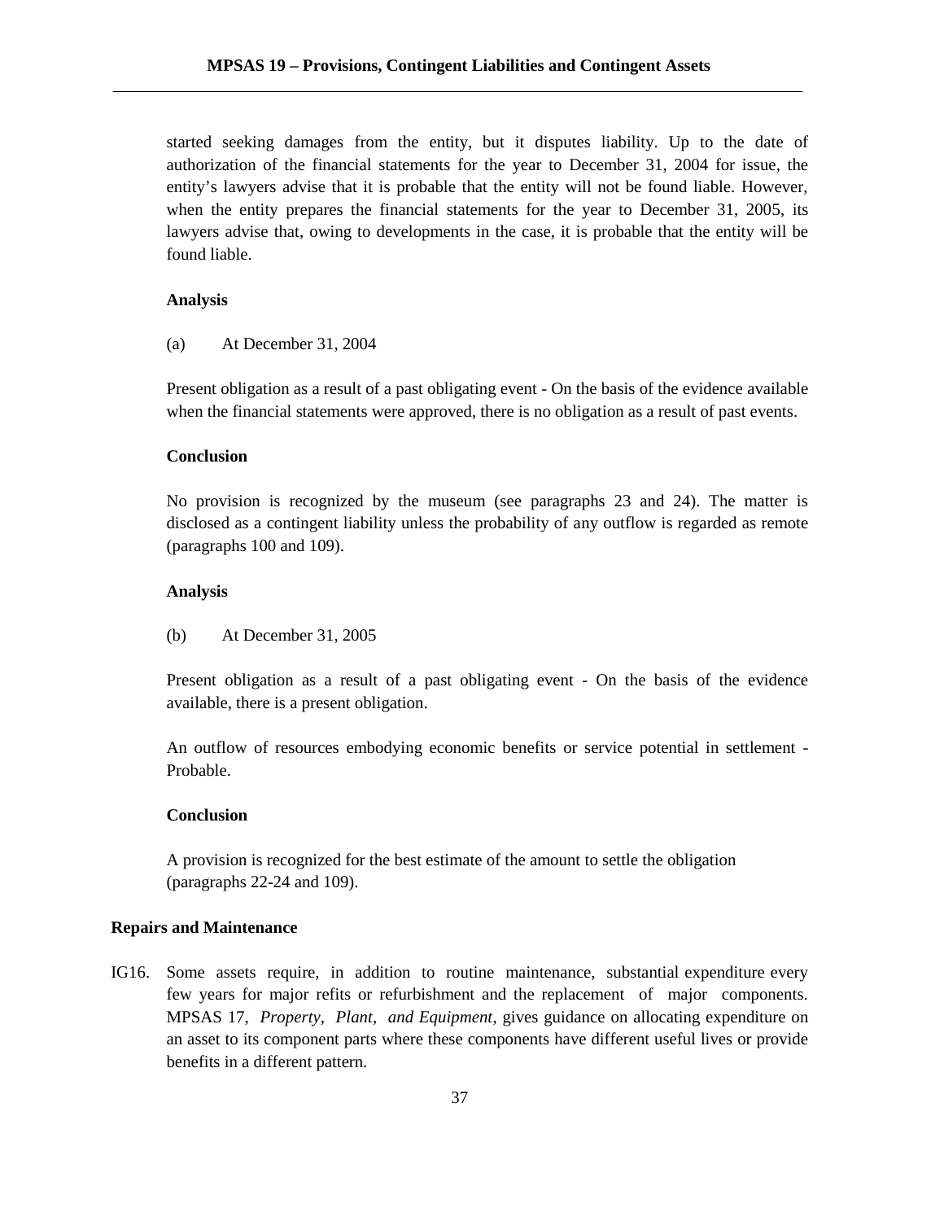started seeking damages from the entity, but it disputes liability. Up to the date of authorization of the financial statements for the year to December 31, 2004 for issue, the entity's lawyers advise that it is probable that the entity will not be found liable. However, when the entity prepares the financial statements for the year to December 31, 2005, its lawyers advise that, owing to developments in the case, it is probable that the entity will be found liable.

**Analysis**

(a) At December 31, 2004

Present obligation as a result of a past obligating event - On the basis of the evidence available when the financial statements were approved, there is no obligation as a result of past events.

**Conclusion**

No provision is recognized by the museum (see paragraphs 23 and 24). The matter is disclosed as a contingent liability unless the probability of any outflow is regarded as remote (paragraphs 100 and 109).

**Analysis**

(b) At December 31, 2005

Present obligation as a result of a past obligating event - On the basis of the evidence available, there is a present obligation.

An outflow of resources embodying economic benefits or service potential in settlement - Probable.

**Conclusion**

A provision is recognized for the best estimate of the amount to settle the obligation (paragraphs 22-24 and 109).

**Repairs and Maintenance**

IG16. Some assets require, in addition to routine maintenance, substantial expenditure every few years for major refits or refurbishment and the replacement of major components. MPSAS 17, *Property, Plant, and Equipment*, gives guidance on allocating expenditure on an asset to its component parts where these components have different useful lives or provide benefits in a different pattern.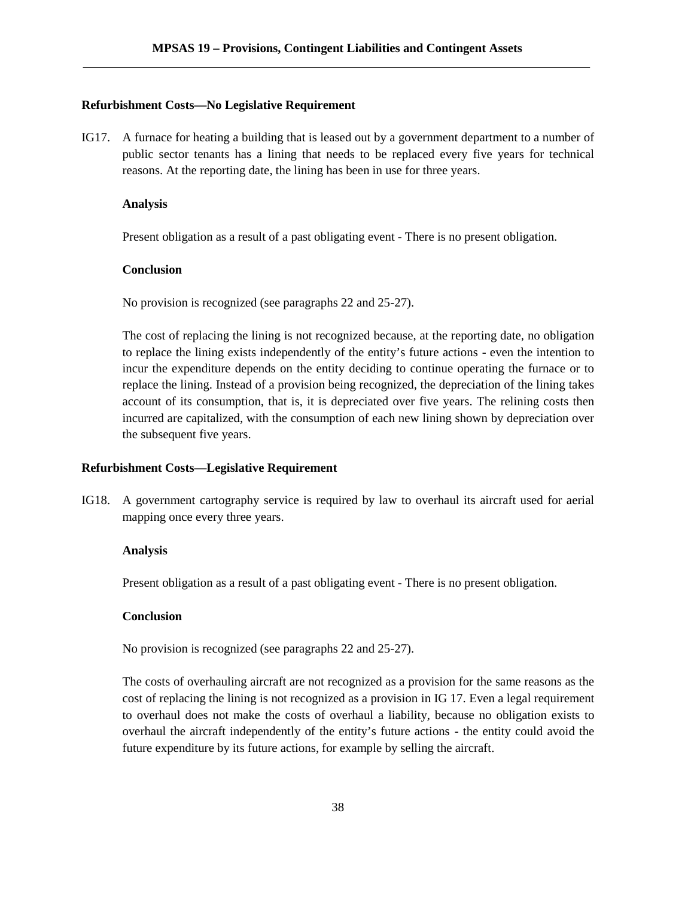### Refurbishment Costs—No Legislative Requirement

IG17. A furnace for heating a building that is leased out by a government department to a number of public sector tenants has a lining that needs to be replaced every five years for technical reasons. At the reporting date, the lining has been in use for three years.

**Analysis**

Present obligation as a result of a past obligating event - There is no present obligation.

**Conclusion**

No provision is recognized (see paragraphs 22 and 25-27).

The cost of replacing the lining is not recognized because, at the reporting date, no obligation to replace the lining exists independently of the entity's future actions - even the intention to incur the expenditure depends on the entity deciding to continue operating the furnace or to replace the lining. Instead of a provision being recognized, the depreciation of the lining takes account of its consumption, that is, it is depreciated over five years. The relining costs then incurred are capitalized, with the consumption of each new lining shown by depreciation over the subsequent five years.

### Refurbishment Costs—Legislative Requirement

IG18. A government cartography service is required by law to overhaul its aircraft used for aerial mapping once every three years.

**Analysis**

Present obligation as a result of a past obligating event - There is no present obligation.

**Conclusion**

No provision is recognized (see paragraphs 22 and 25-27).

The costs of overhauling aircraft are not recognized as a provision for the same reasons as the cost of replacing the lining is not recognized as a provision in IG 17. Even a legal requirement to overhaul does not make the costs of overhaul a liability, because no obligation exists to overhaul the aircraft independently of the entity's future actions - the entity could avoid the future expenditure by its future actions, for example by selling the aircraft.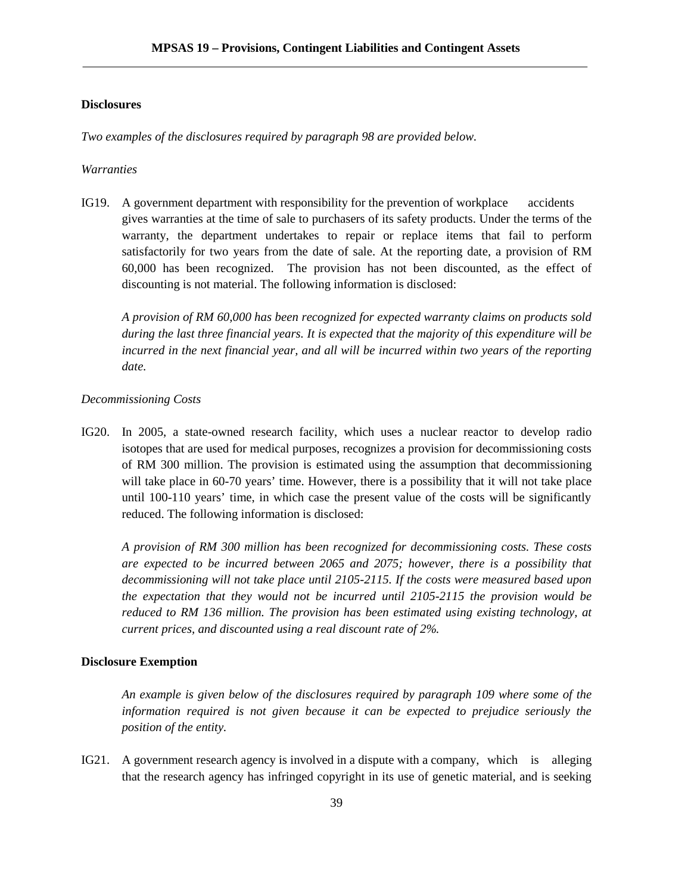### Disclosures

*Two examples of the disclosures required by paragraph 98 are provided below.*

*Warranties*

IG19. A government department with responsibility for the prevention of workplace accidents gives warranties at the time of sale to purchasers of its safety products. Under the terms of the warranty, the department undertakes to repair or replace items that fail to perform satisfactorily for two years from the date of sale. At the reporting date, a provision of RM 60,000 has been recognized. The provision has not been discounted, as the effect of discounting is not material. The following information is disclosed:

*A provision of RM 60,000 has been recognized for expected warranty claims on products sold during the last three financial years. It is expected that the majority of this expenditure will be incurred in the next financial year, and all will be incurred within two years of the reporting date.*

*Decommissioning Costs*

IG20. In 2005, a state-owned research facility, which uses a nuclear reactor to develop radio isotopes that are used for medical purposes, recognizes a provision for decommissioning costs of RM 300 million. The provision is estimated using the assumption that decommissioning will take place in 60-70 years' time. However, there is a possibility that it will not take place until 100-110 years' time, in which case the present value of the costs will be significantly reduced. The following information is disclosed:

*A provision of RM 300 million has been recognized for decommissioning costs. These costs are expected to be incurred between 2065 and 2075; however, there is a possibility that decommissioning will not take place until 2105-2115. If the costs were measured based upon the expectation that they would not be incurred until 2105-2115 the provision would be reduced to RM 136 million. The provision has been estimated using existing technology, at current prices, and discounted using a real discount rate of 2%.*

### Disclosure Exemption

*An example is given below of the disclosures required by paragraph 109 where some of the information required is not given because it can be expected to prejudice seriously the position of the entity.*

IG21. A government research agency is involved in a dispute with a company, which is alleging that the research agency has infringed copyright in its use of genetic material, and is seeking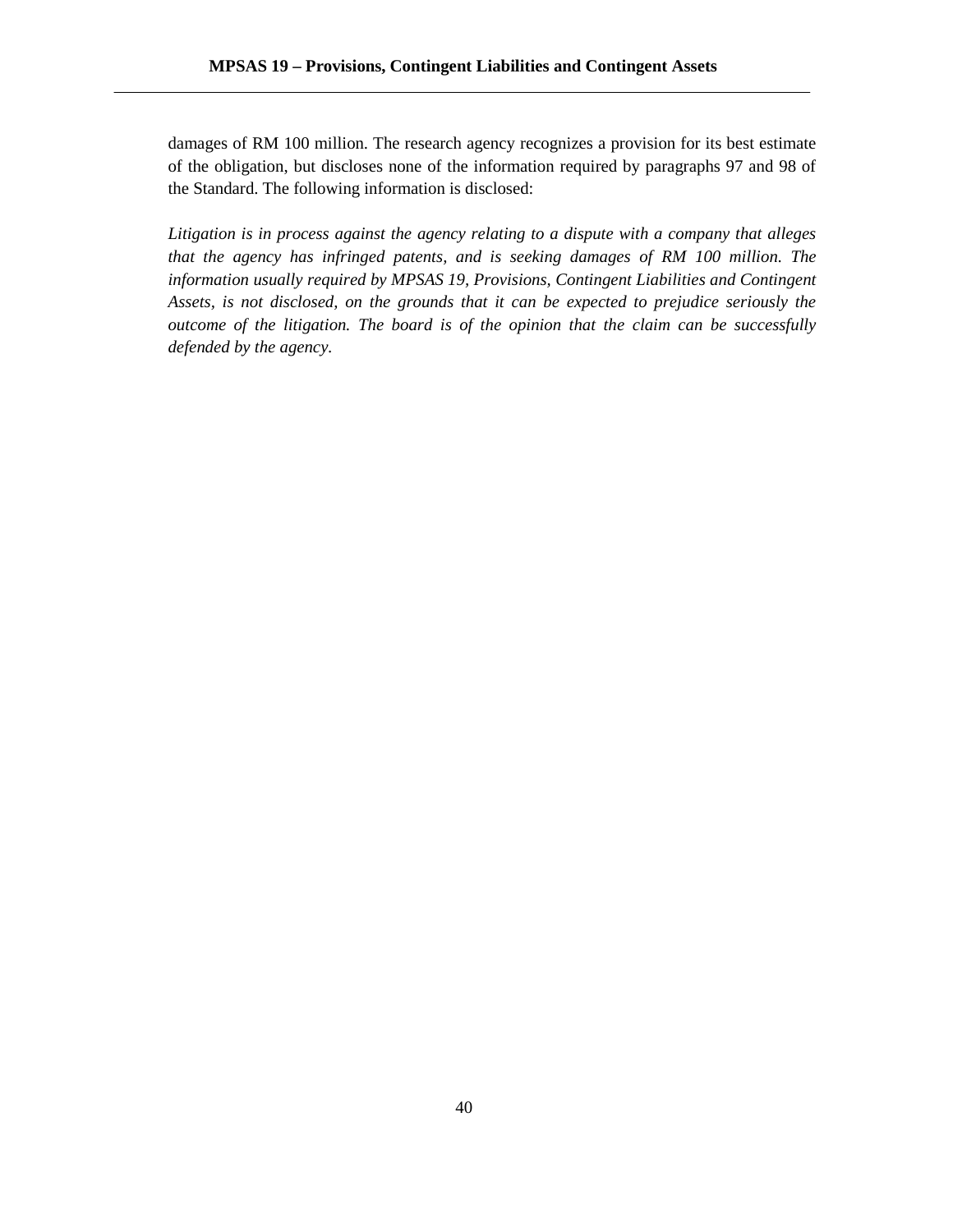damages of RM 100 million. The research agency recognizes a provision for its best estimate of the obligation, but discloses none of the information required by paragraphs 97 and 98 of the Standard. The following information is disclosed:

*Litigation is in process against the agency relating to a dispute with a company that alleges that the agency has infringed patents, and is seeking damages of RM 100 million. The information usually required by MPSAS 19, Provisions, Contingent Liabilities and Contingent Assets, is not disclosed, on the grounds that it can be expected to prejudice seriously the outcome of the litigation. The board is of the opinion that the claim can be successfully defended by the agency.*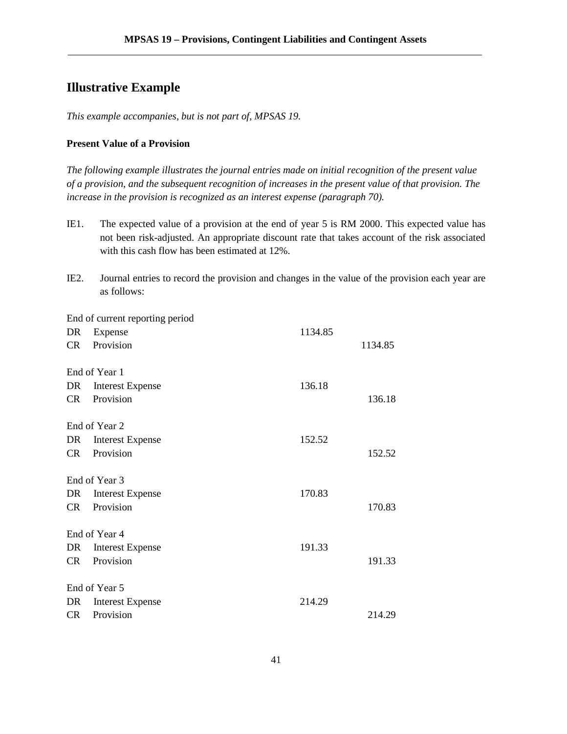## Illustrative Example

*This example accompanies, but is not part of, MPSAS 19.*

**Present Value of a Provision**

*The following example illustrates the journal entries made on initial recognition of the present value of a provision, and the subsequent recognition of increases in the present value of that provision. The increase in the provision is recognized as an interest expense (paragraph 70).*

IE1. The expected value of a provision at the end of year 5 is RM 2000. This expected value has not been risk-adjusted. An appropriate discount rate that takes account of the risk associated with this cash flow has been estimated at 12%.

IE2. Journal entries to record the provision and changes in the value of the provision each year are as follows:

| | | | |
|---|---|---|---|
| End of current reporting period | | | |
| DR | Expense | 1134.85 | |
| CR | Provision | | 1134.85 |
| End of Year 1 | | | |
| DR | Interest Expense | 136.18 | |
| CR | Provision | | 136.18 |
| End of Year 2 | | | |
| DR | Interest Expense | 152.52 | |
| CR | Provision | | 152.52 |
| End of Year 3 | | | |
| DR | Interest Expense | 170.83 | |
| CR | Provision | | 170.83 |
| End of Year 4 | | | |
| DR | Interest Expense | 191.33 | |
| CR | Provision | | 191.33 |
| End of Year 5 | | | |
| DR | Interest Expense | 214.29 | |
| CR | Provision | | 214.29 |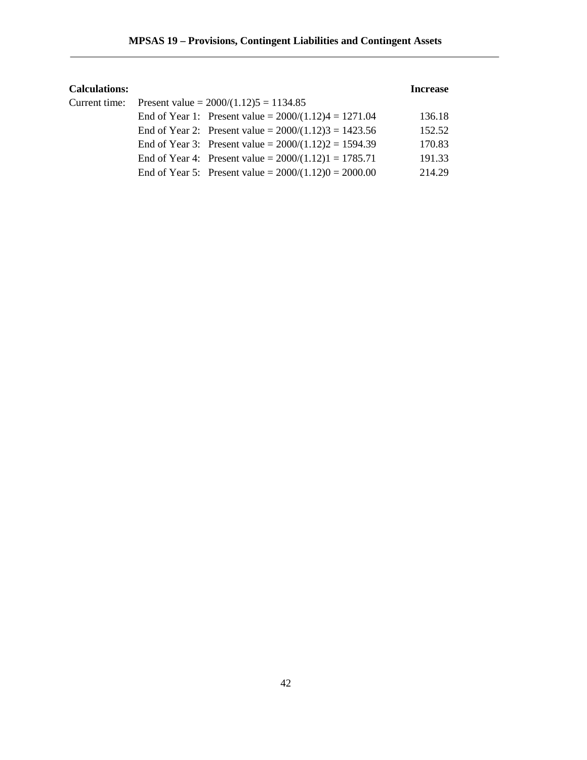**Calculations:**

| | | Increase |
|---|---|---|
| Current time: | Present value = $2000/(1.12)^5$ = 1134.85 | |
| | End of Year 1: Present value = $2000/(1.12)^4$ = 1271.04 | 136.18 |
| | End of Year 2: Present value = $2000/(1.12)^3$ = 1423.56 | 152.52 |
| | End of Year 3: Present value = $2000/(1.12)^2$ = 1594.39 | 170.83 |
| | End of Year 4: Present value = $2000/(1.12)^1$ = 1785.71 | 191.33 |
| | End of Year 5: Present value = $2000/(1.12)^0$ = 2000.00 | 214.29 |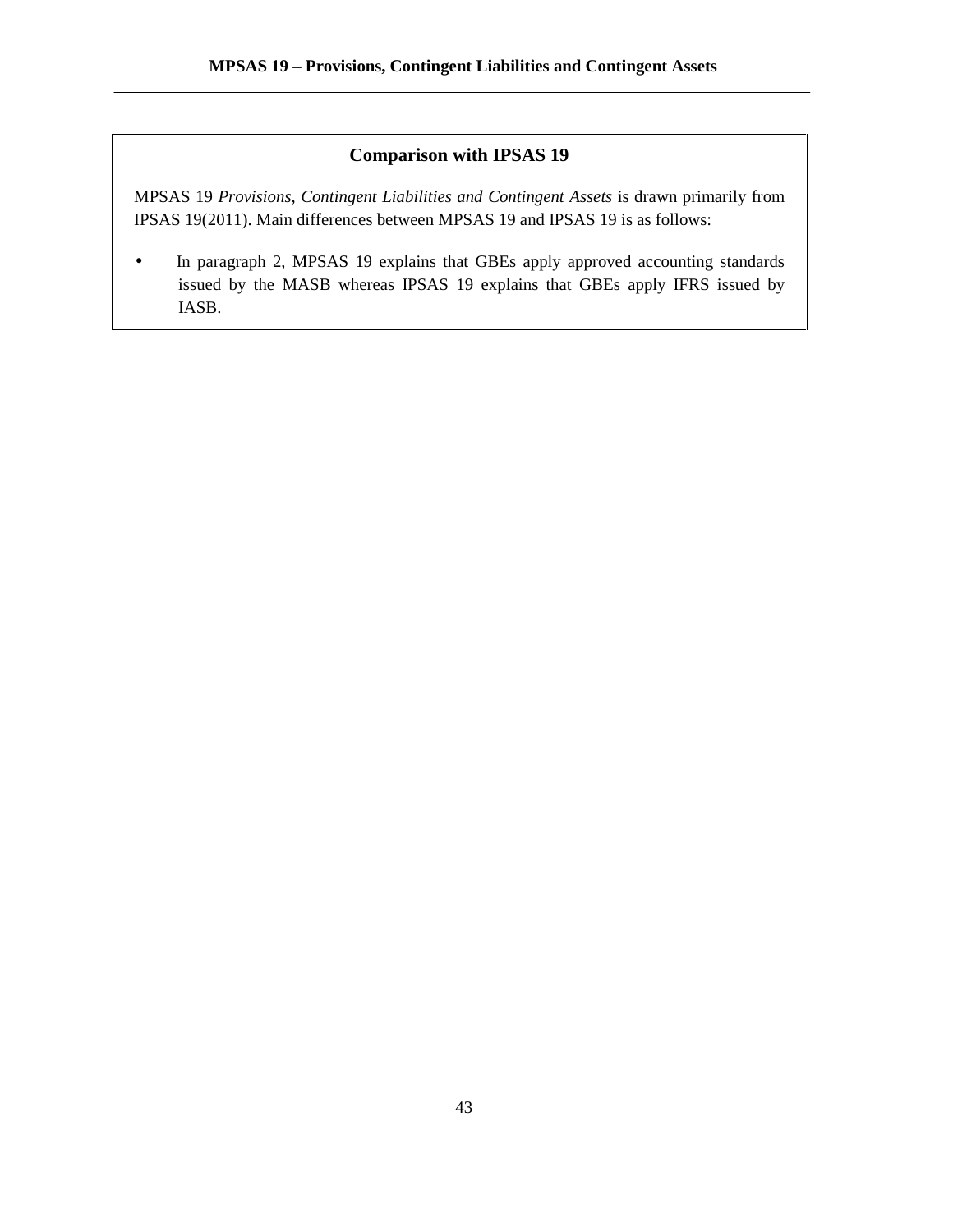## Comparison with IPSAS 19

MPSAS 19 *Provisions, Contingent Liabilities and Contingent Assets* is drawn primarily from IPSAS 19(2011). Main differences between MPSAS 19 and IPSAS 19 is as follows:

- In paragraph 2, MPSAS 19 explains that GBEs apply approved accounting standards issued by the MASB whereas IPSAS 19 explains that GBEs apply IFRS issued by IASB.